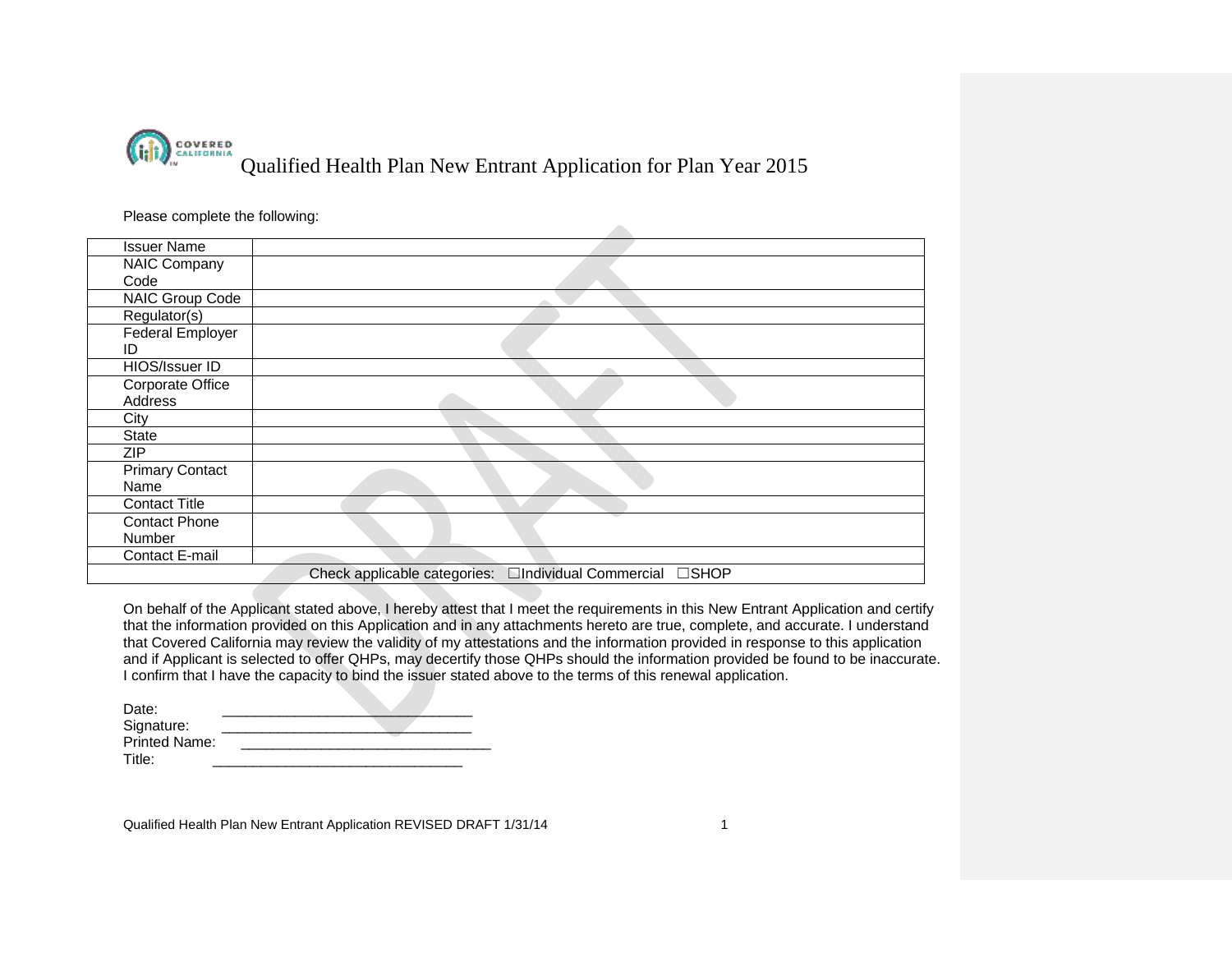# Qualified Health Plan New Entrant Application for Plan Year 2015

Please complete the following:

| Issuer Name | |
|---|---|
| NAIC Company Code | |
| NAIC Group Code | |
| Regulator(s) | |
| Federal Employer ID | |
| HIOS/Issuer ID | |
| Corporate Office Address | |
| City | |
| State | |
| ZIP | |
| Primary Contact Name | |
| Contact Title | |
| Contact Phone Number | |
| Contact E-mail | |
| Check applicable categories: ☐Individual Commercial ☐SHOP | |

On behalf of the Applicant stated above, I hereby attest that I meet the requirements in this New Entrant Application and certify that the information provided on this Application and in any attachments hereto are true, complete, and accurate. I understand that Covered California may review the validity of my attestations and the information provided in response to this application and if Applicant is selected to offer QHPs, may decertify those QHPs should the information provided be found to be inaccurate. I confirm that I have the capacity to bind the issuer stated above to the terms of this renewal application.

Date: _______________________________

Signature: _______________________________

Printed Name: _______________________________

Title: _______________________________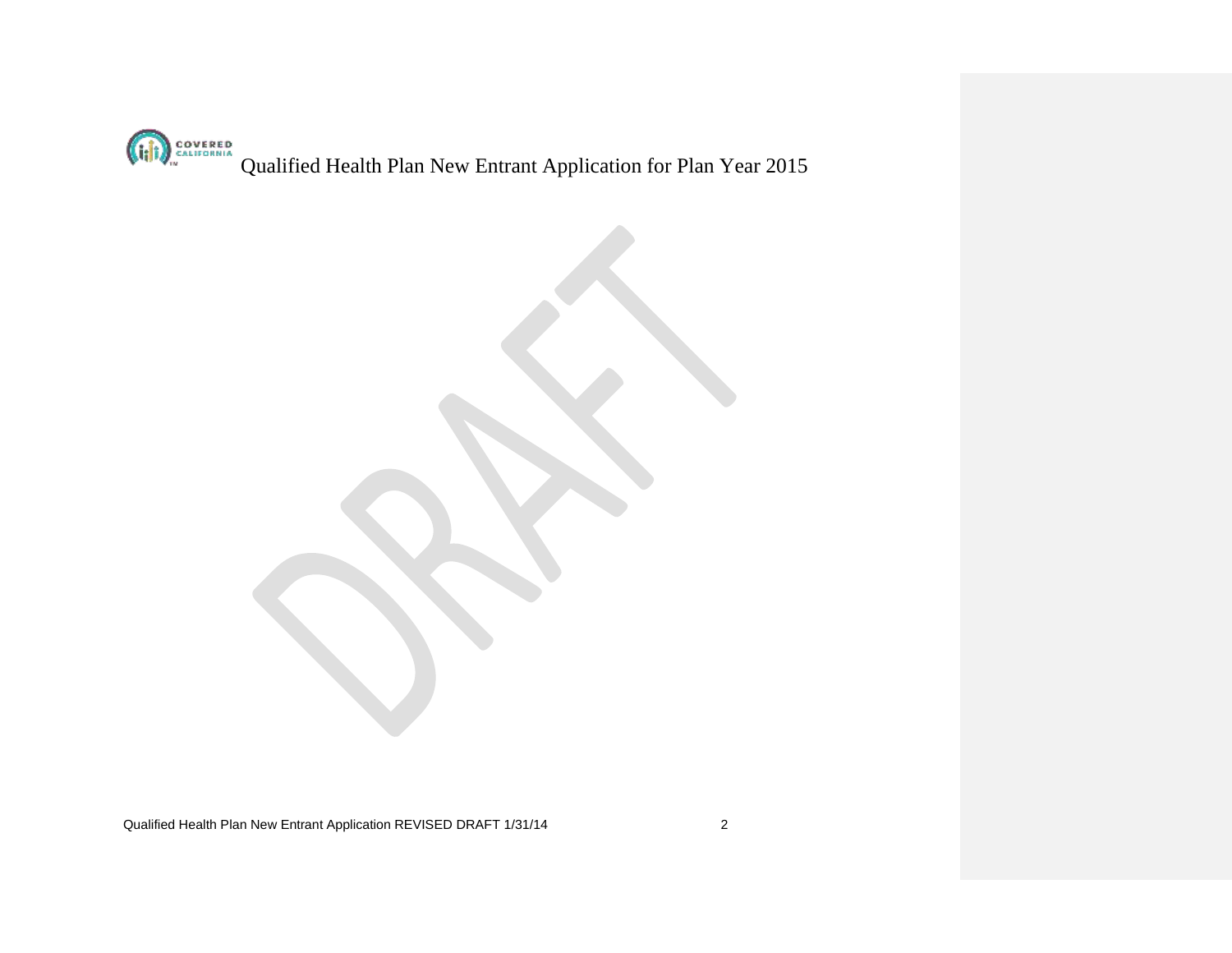# Qualified Health Plan New Entrant Application for Plan Year 2015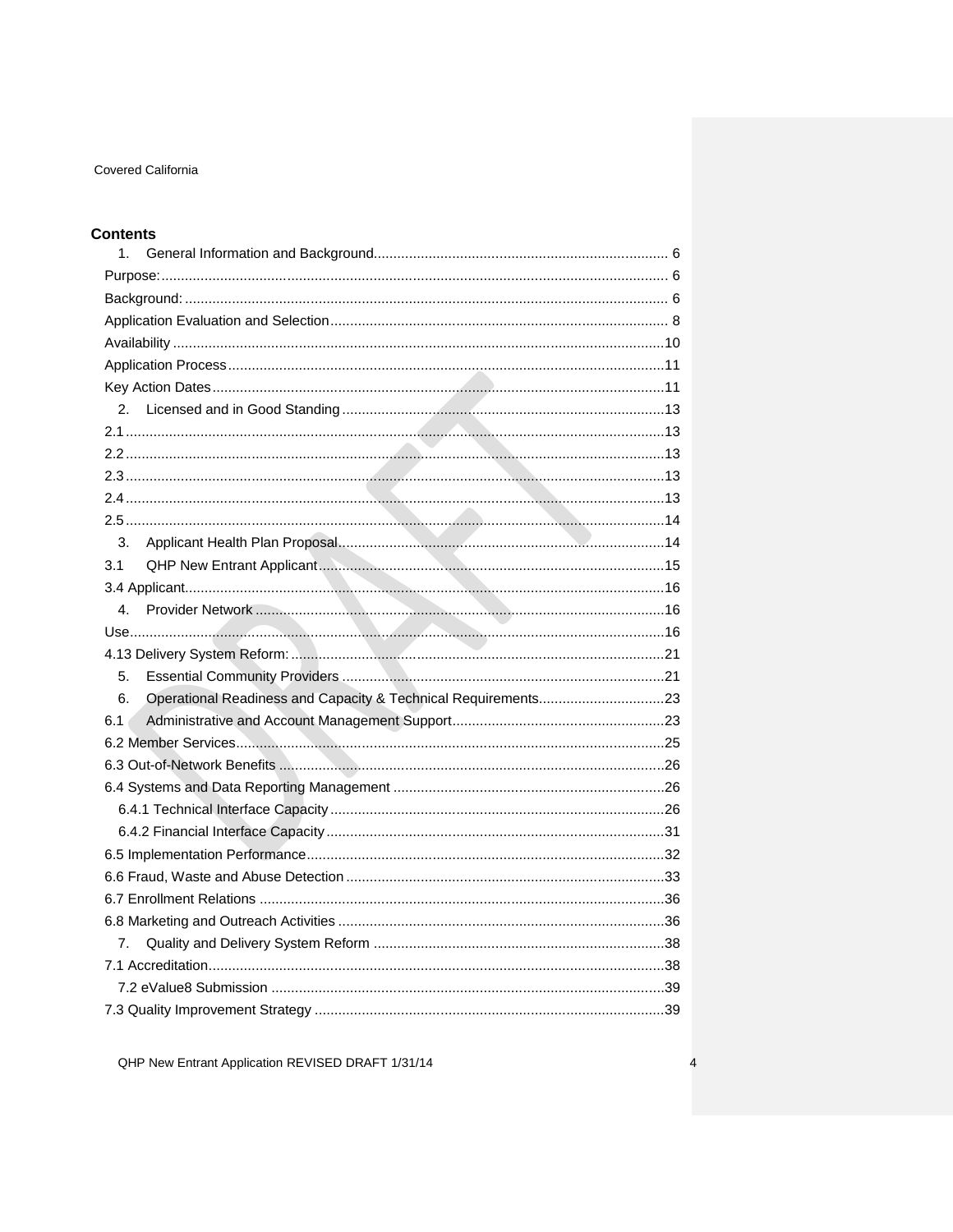## Contents

1. General Information and Background .......... 6
Purpose: .......... 6
Background: .......... 6
Application Evaluation and Selection .......... 8
Availability .......... 10
Application Process .......... 11
Key Action Dates .......... 11
2. Licensed and in Good Standing .......... 13
2.1 .......... 13
2.2 .......... 13
2.3 .......... 13
2.4 .......... 13
2.5 .......... 14
3. Applicant Health Plan Proposal .......... 14
3.1 QHP New Entrant Applicant .......... 15
3.4 Applicant .......... 16
4. Provider Network .......... 16
Use .......... 16
4.13 Delivery System Reform: .......... 21
5. Essential Community Providers .......... 21
6. Operational Readiness and Capacity & Technical Requirements .......... 23
6.1 Administrative and Account Management Support .......... 23
6.2 Member Services .......... 25
6.3 Out-of-Network Benefits .......... 26
6.4 Systems and Data Reporting Management .......... 26
6.4.1 Technical Interface Capacity .......... 26
6.4.2 Financial Interface Capacity .......... 31
6.5 Implementation Performance .......... 32
6.6 Fraud, Waste and Abuse Detection .......... 33
6.7 Enrollment Relations .......... 36
6.8 Marketing and Outreach Activities .......... 36
7. Quality and Delivery System Reform .......... 38
7.1 Accreditation .......... 38
7.2 eValue8 Submission .......... 39
7.3 Quality Improvement Strategy .......... 39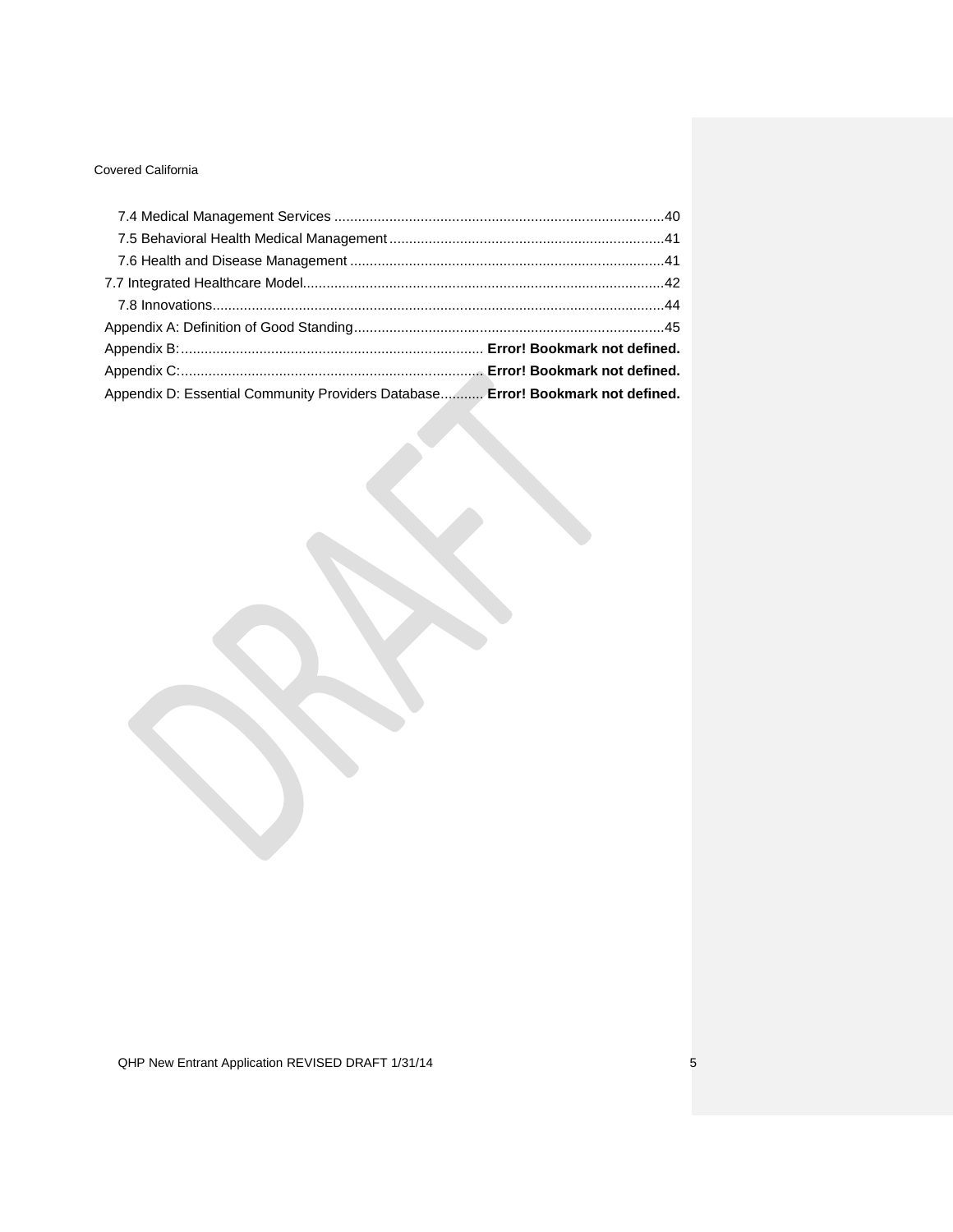7.4 Medical Management Services ....................................................................................40
7.5 Behavioral Health Medical Management ......................................................................41
7.6 Health and Disease Management ................................................................................41
7.7 Integrated Healthcare Model............................................................................................42
7.8 Innovations...................................................................................................................44
Appendix A: Definition of Good Standing...............................................................................45
Appendix B:............................................................................. **Error! Bookmark not defined.**
Appendix C:............................................................................. **Error! Bookmark not defined.**
Appendix D: Essential Community Providers Database........... **Error! Bookmark not defined.**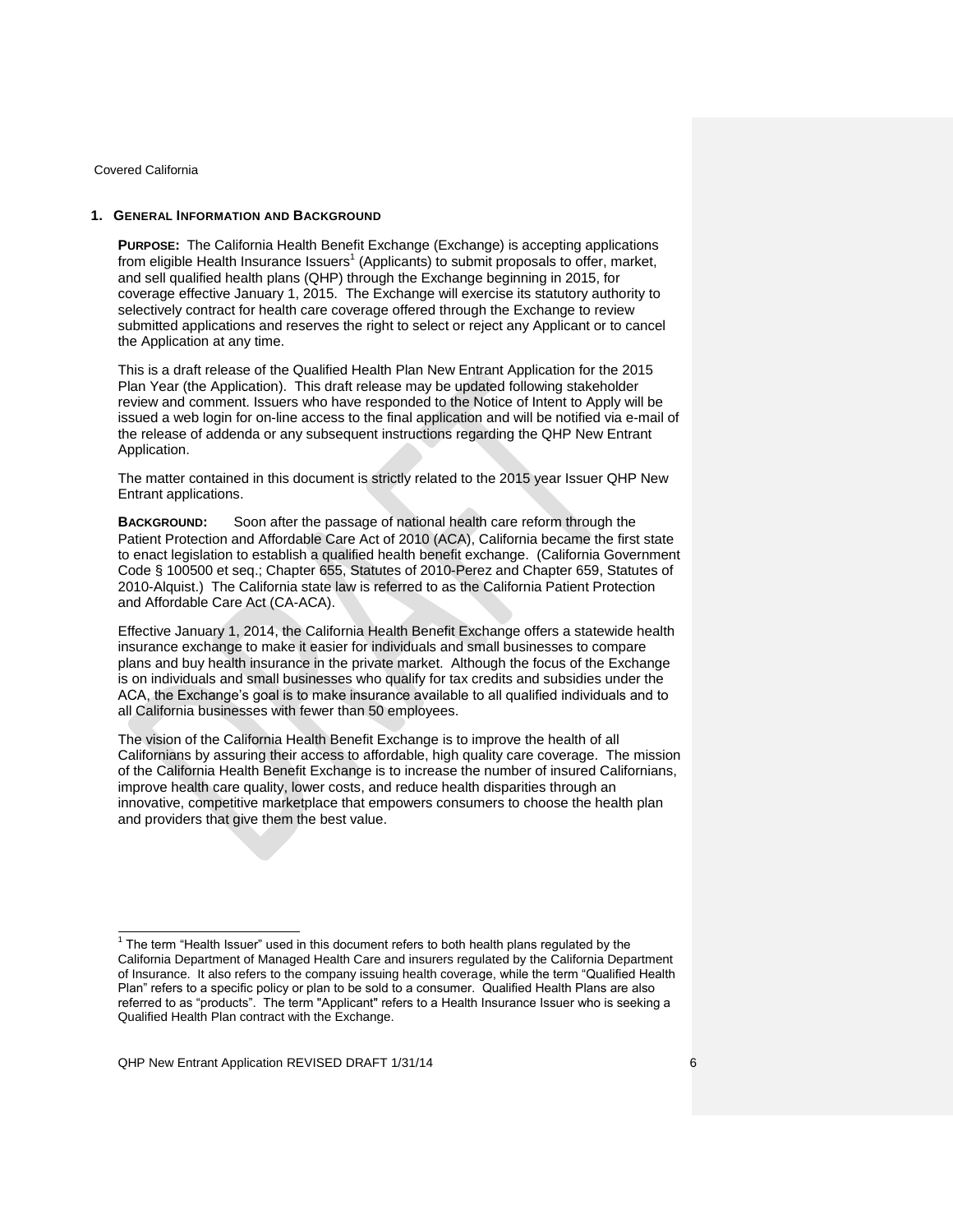## 1. General Information and Background

**PURPOSE:** The California Health Benefit Exchange (Exchange) is accepting applications from eligible Health Insurance Issuers[1] (Applicants) to submit proposals to offer, market, and sell qualified health plans (QHP) through the Exchange beginning in 2015, for coverage effective January 1, 2015. The Exchange will exercise its statutory authority to selectively contract for health care coverage offered through the Exchange to review submitted applications and reserves the right to select or reject any Applicant or to cancel the Application at any time.

This is a draft release of the Qualified Health Plan New Entrant Application for the 2015 Plan Year (the Application). This draft release may be updated following stakeholder review and comment. Issuers who have responded to the Notice of Intent to Apply will be issued a web login for on-line access to the final application and will be notified via e-mail of the release of addenda or any subsequent instructions regarding the QHP New Entrant Application.

The matter contained in this document is strictly related to the 2015 year Issuer QHP New Entrant applications.

**BACKGROUND:** Soon after the passage of national health care reform through the Patient Protection and Affordable Care Act of 2010 (ACA), California became the first state to enact legislation to establish a qualified health benefit exchange. (California Government Code § 100500 et seq.; Chapter 655, Statutes of 2010-Perez and Chapter 659, Statutes of 2010-Alquist.) The California state law is referred to as the California Patient Protection and Affordable Care Act (CA-ACA).

Effective January 1, 2014, the California Health Benefit Exchange offers a statewide health insurance exchange to make it easier for individuals and small businesses to compare plans and buy health insurance in the private market. Although the focus of the Exchange is on individuals and small businesses who qualify for tax credits and subsidies under the ACA, the Exchange's goal is to make insurance available to all qualified individuals and to all California businesses with fewer than 50 employees.

The vision of the California Health Benefit Exchange is to improve the health of all Californians by assuring their access to affordable, high quality care coverage. The mission of the California Health Benefit Exchange is to increase the number of insured Californians, improve health care quality, lower costs, and reduce health disparities through an innovative, competitive marketplace that empowers consumers to choose the health plan and providers that give them the best value.

[1] The term "Health Issuer" used in this document refers to both health plans regulated by the California Department of Managed Health Care and insurers regulated by the California Department of Insurance. It also refers to the company issuing health coverage, while the term "Qualified Health Plan" refers to a specific policy or plan to be sold to a consumer. Qualified Health Plans are also referred to as "products". The term "Applicant" refers to a Health Insurance Issuer who is seeking a Qualified Health Plan contract with the Exchange.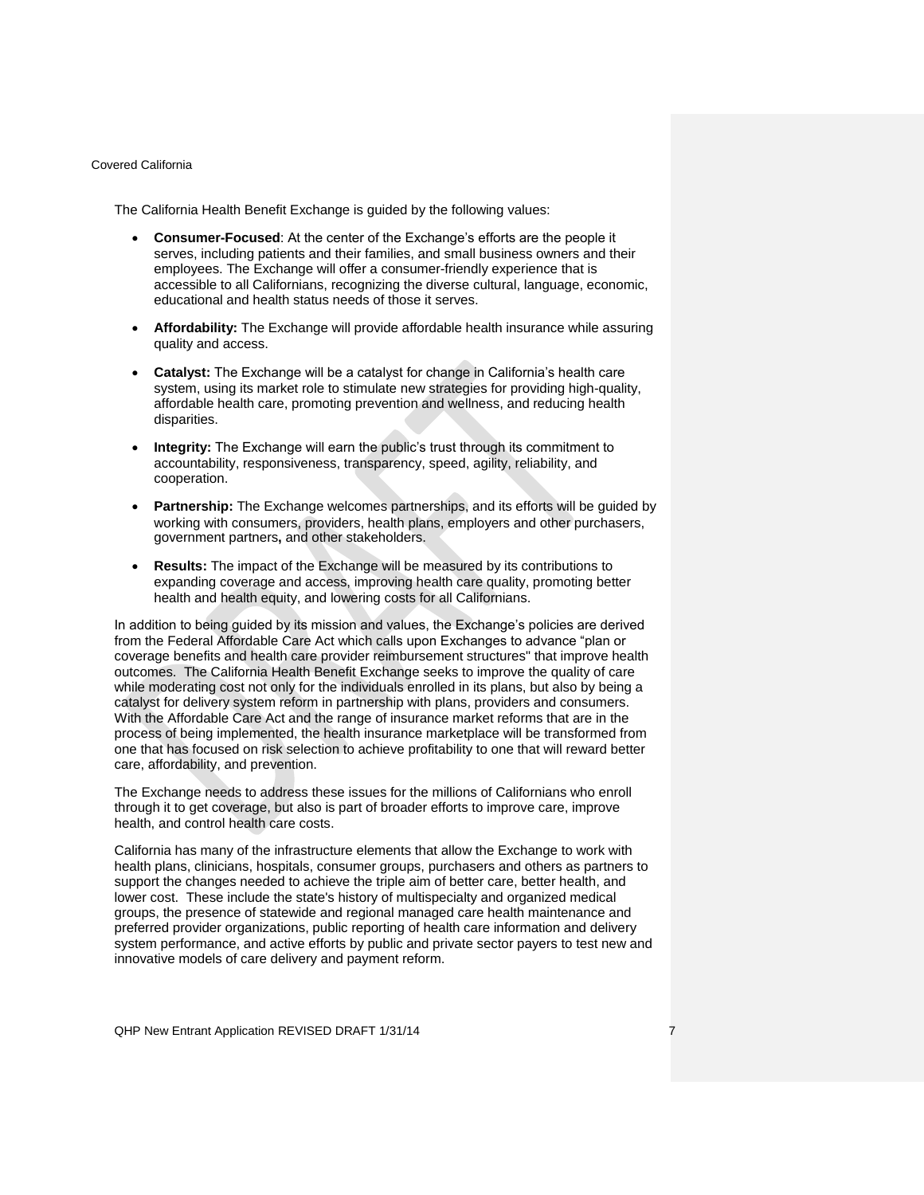The California Health Benefit Exchange is guided by the following values:

- **Consumer-Focused**: At the center of the Exchange's efforts are the people it serves, including patients and their families, and small business owners and their employees. The Exchange will offer a consumer-friendly experience that is accessible to all Californians, recognizing the diverse cultural, language, economic, educational and health status needs of those it serves.
- **Affordability:** The Exchange will provide affordable health insurance while assuring quality and access.
- **Catalyst:** The Exchange will be a catalyst for change in California's health care system, using its market role to stimulate new strategies for providing high-quality, affordable health care, promoting prevention and wellness, and reducing health disparities.
- **Integrity:** The Exchange will earn the public's trust through its commitment to accountability, responsiveness, transparency, speed, agility, reliability, and cooperation.
- **Partnership:** The Exchange welcomes partnerships, and its efforts will be guided by working with consumers, providers, health plans, employers and other purchasers, government partners, and other stakeholders.
- **Results:** The impact of the Exchange will be measured by its contributions to expanding coverage and access, improving health care quality, promoting better health and health equity, and lowering costs for all Californians.

In addition to being guided by its mission and values, the Exchange's policies are derived from the Federal Affordable Care Act which calls upon Exchanges to advance "plan or coverage benefits and health care provider reimbursement structures" that improve health outcomes. The California Health Benefit Exchange seeks to improve the quality of care while moderating cost not only for the individuals enrolled in its plans, but also by being a catalyst for delivery system reform in partnership with plans, providers and consumers. With the Affordable Care Act and the range of insurance market reforms that are in the process of being implemented, the health insurance marketplace will be transformed from one that has focused on risk selection to achieve profitability to one that will reward better care, affordability, and prevention.

The Exchange needs to address these issues for the millions of Californians who enroll through it to get coverage, but also is part of broader efforts to improve care, improve health, and control health care costs.

California has many of the infrastructure elements that allow the Exchange to work with health plans, clinicians, hospitals, consumer groups, purchasers and others as partners to support the changes needed to achieve the triple aim of better care, better health, and lower cost. These include the state's history of multispecialty and organized medical groups, the presence of statewide and regional managed care health maintenance and preferred provider organizations, public reporting of health care information and delivery system performance, and active efforts by public and private sector payers to test new and innovative models of care delivery and payment reform.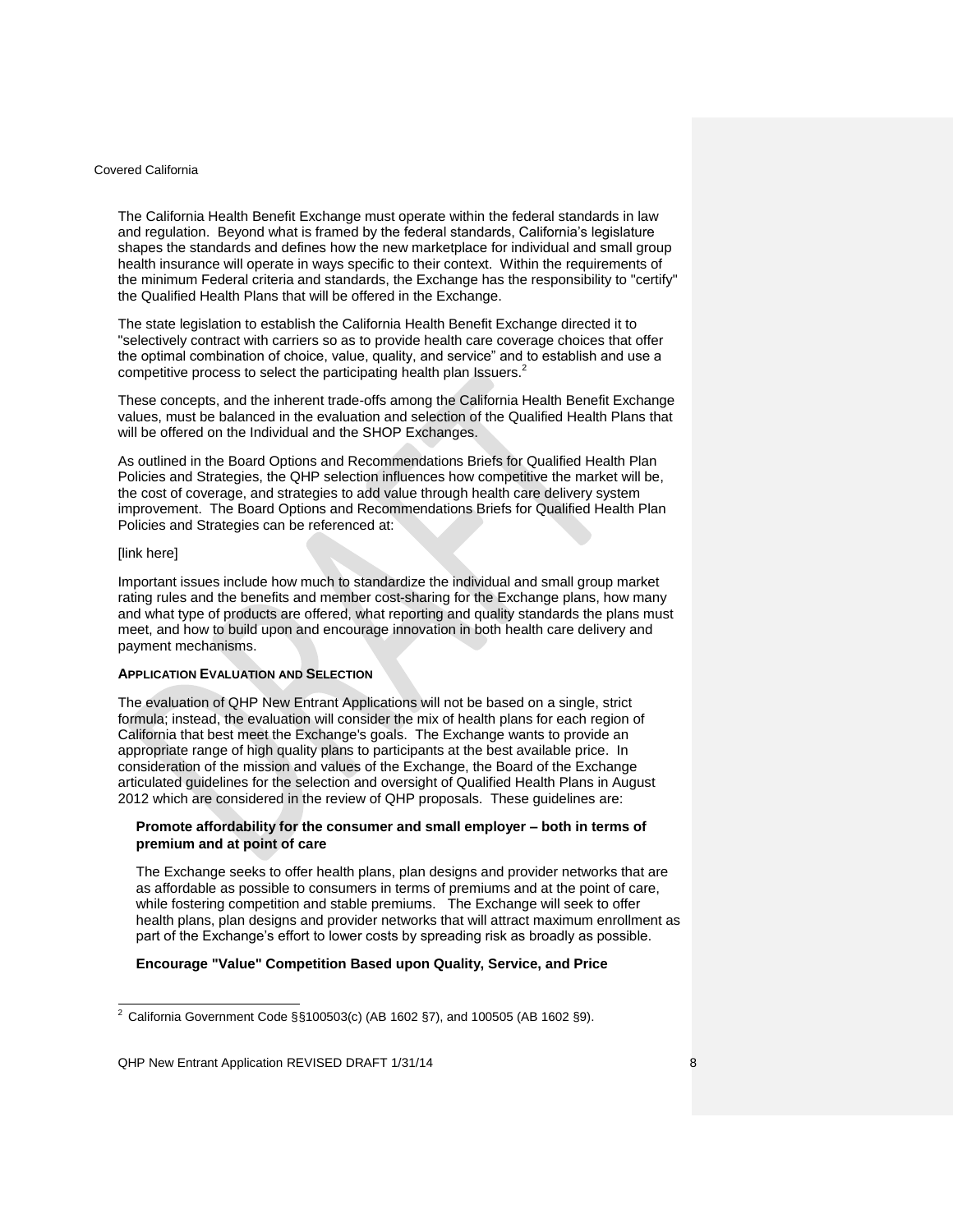The California Health Benefit Exchange must operate within the federal standards in law and regulation. Beyond what is framed by the federal standards, California's legislature shapes the standards and defines how the new marketplace for individual and small group health insurance will operate in ways specific to their context. Within the requirements of the minimum Federal criteria and standards, the Exchange has the responsibility to "certify" the Qualified Health Plans that will be offered in the Exchange.

The state legislation to establish the California Health Benefit Exchange directed it to "selectively contract with carriers so as to provide health care coverage choices that offer the optimal combination of choice, value, quality, and service" and to establish and use a competitive process to select the participating health plan Issuers.[2]

These concepts, and the inherent trade-offs among the California Health Benefit Exchange values, must be balanced in the evaluation and selection of the Qualified Health Plans that will be offered on the Individual and the SHOP Exchanges.

As outlined in the Board Options and Recommendations Briefs for Qualified Health Plan Policies and Strategies, the QHP selection influences how competitive the market will be, the cost of coverage, and strategies to add value through health care delivery system improvement. The Board Options and Recommendations Briefs for Qualified Health Plan Policies and Strategies can be referenced at:

[link here]

Important issues include how much to standardize the individual and small group market rating rules and the benefits and member cost-sharing for the Exchange plans, how many and what type of products are offered, what reporting and quality standards the plans must meet, and how to build upon and encourage innovation in both health care delivery and payment mechanisms.

**APPLICATION EVALUATION AND SELECTION**

The evaluation of QHP New Entrant Applications will not be based on a single, strict formula; instead, the evaluation will consider the mix of health plans for each region of California that best meet the Exchange's goals. The Exchange wants to provide an appropriate range of high quality plans to participants at the best available price. In consideration of the mission and values of the Exchange, the Board of the Exchange articulated guidelines for the selection and oversight of Qualified Health Plans in August 2012 which are considered in the review of QHP proposals. These guidelines are:

**Promote affordability for the consumer and small employer – both in terms of premium and at point of care**

The Exchange seeks to offer health plans, plan designs and provider networks that are as affordable as possible to consumers in terms of premiums and at the point of care, while fostering competition and stable premiums. The Exchange will seek to offer health plans, plan designs and provider networks that will attract maximum enrollment as part of the Exchange's effort to lower costs by spreading risk as broadly as possible.

**Encourage "Value" Competition Based upon Quality, Service, and Price**

[2] California Government Code §§100503(c) (AB 1602 §7), and 100505 (AB 1602 §9).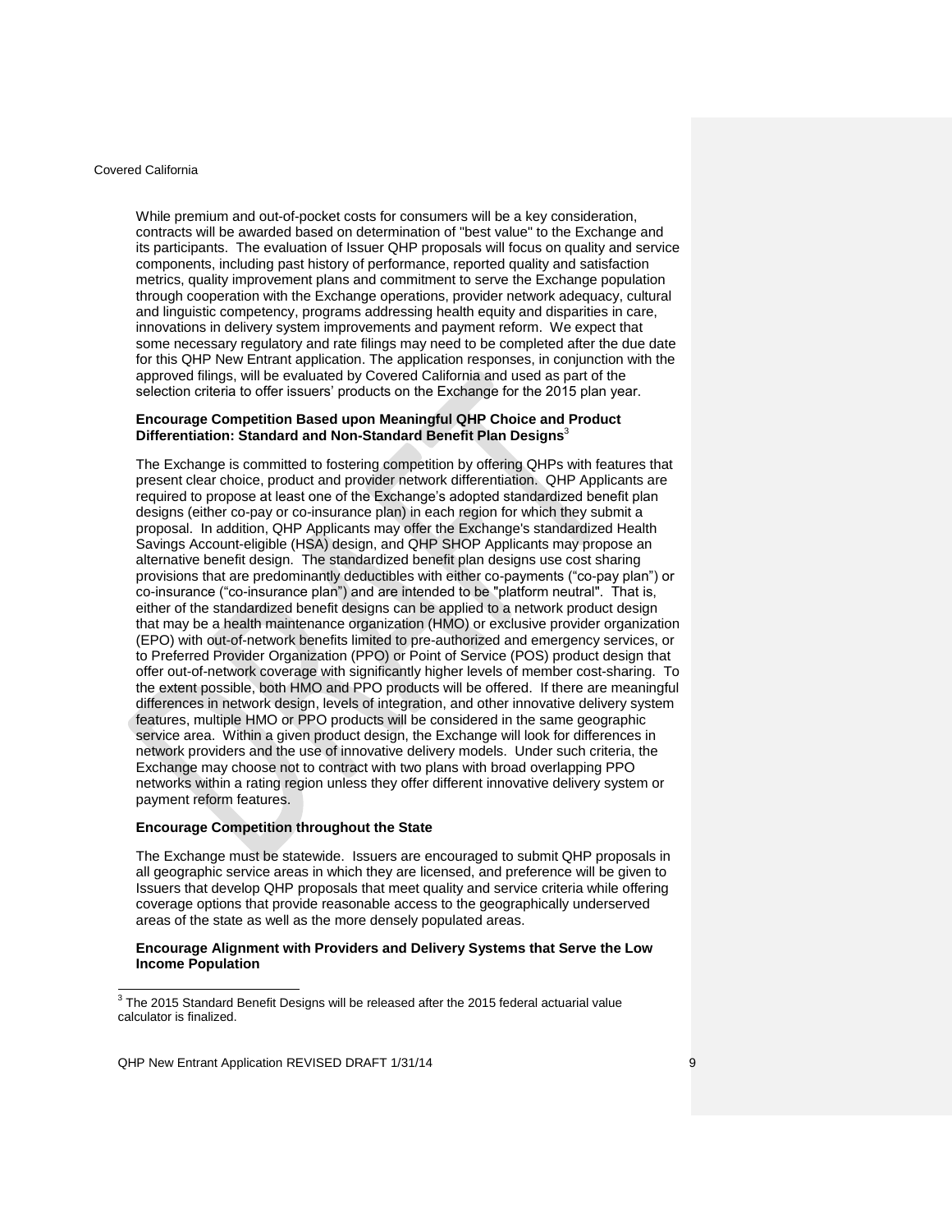While premium and out-of-pocket costs for consumers will be a key consideration, contracts will be awarded based on determination of "best value" to the Exchange and its participants. The evaluation of Issuer QHP proposals will focus on quality and service components, including past history of performance, reported quality and satisfaction metrics, quality improvement plans and commitment to serve the Exchange population through cooperation with the Exchange operations, provider network adequacy, cultural and linguistic competency, programs addressing health equity and disparities in care, innovations in delivery system improvements and payment reform. We expect that some necessary regulatory and rate filings may need to be completed after the due date for this QHP New Entrant application. The application responses, in conjunction with the approved filings, will be evaluated by Covered California and used as part of the selection criteria to offer issuers' products on the Exchange for the 2015 plan year.

**Encourage Competition Based upon Meaningful QHP Choice and Product Differentiation: Standard and Non-Standard Benefit Plan Designs**[3]

The Exchange is committed to fostering competition by offering QHPs with features that present clear choice, product and provider network differentiation. QHP Applicants are required to propose at least one of the Exchange's adopted standardized benefit plan designs (either co-pay or co-insurance plan) in each region for which they submit a proposal. In addition, QHP Applicants may offer the Exchange's standardized Health Savings Account-eligible (HSA) design, and QHP SHOP Applicants may propose an alternative benefit design. The standardized benefit plan designs use cost sharing provisions that are predominantly deductibles with either co-payments ("co-pay plan") or co-insurance ("co-insurance plan") and are intended to be "platform neutral". That is, either of the standardized benefit designs can be applied to a network product design that may be a health maintenance organization (HMO) or exclusive provider organization (EPO) with out-of-network benefits limited to pre-authorized and emergency services, or to Preferred Provider Organization (PPO) or Point of Service (POS) product design that offer out-of-network coverage with significantly higher levels of member cost-sharing. To the extent possible, both HMO and PPO products will be offered. If there are meaningful differences in network design, levels of integration, and other innovative delivery system features, multiple HMO or PPO products will be considered in the same geographic service area. Within a given product design, the Exchange will look for differences in network providers and the use of innovative delivery models. Under such criteria, the Exchange may choose not to contract with two plans with broad overlapping PPO networks within a rating region unless they offer different innovative delivery system or payment reform features.

**Encourage Competition throughout the State**

The Exchange must be statewide. Issuers are encouraged to submit QHP proposals in all geographic service areas in which they are licensed, and preference will be given to Issuers that develop QHP proposals that meet quality and service criteria while offering coverage options that provide reasonable access to the geographically underserved areas of the state as well as the more densely populated areas.

**Encourage Alignment with Providers and Delivery Systems that Serve the Low Income Population**

[3] The 2015 Standard Benefit Designs will be released after the 2015 federal actuarial value calculator is finalized.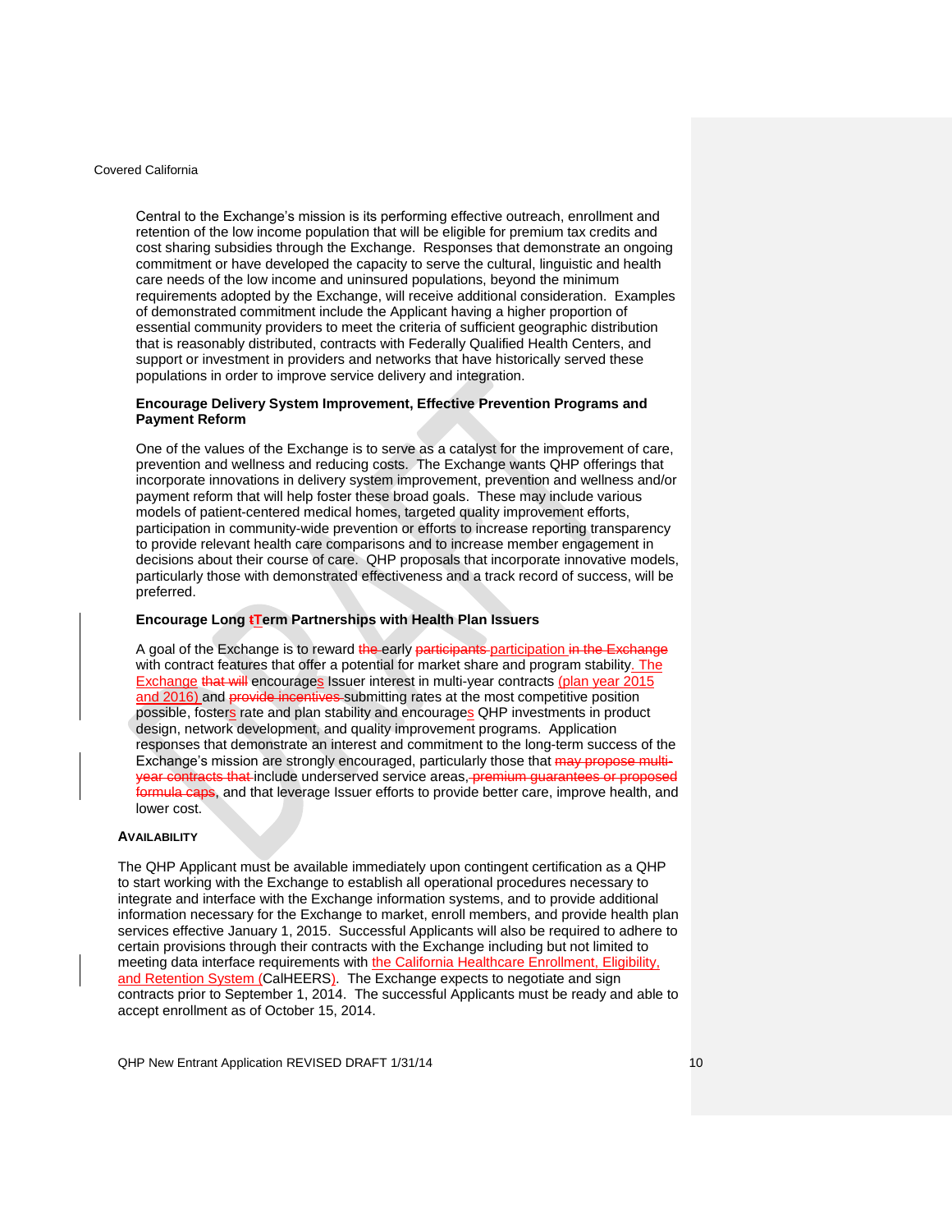Central to the Exchange's mission is its performing effective outreach, enrollment and retention of the low income population that will be eligible for premium tax credits and cost sharing subsidies through the Exchange. Responses that demonstrate an ongoing commitment or have developed the capacity to serve the cultural, linguistic and health care needs of the low income and uninsured populations, beyond the minimum requirements adopted by the Exchange, will receive additional consideration. Examples of demonstrated commitment include the Applicant having a higher proportion of essential community providers to meet the criteria of sufficient geographic distribution that is reasonably distributed, contracts with Federally Qualified Health Centers, and support or investment in providers and networks that have historically served these populations in order to improve service delivery and integration.

**Encourage Delivery System Improvement, Effective Prevention Programs and Payment Reform**

One of the values of the Exchange is to serve as a catalyst for the improvement of care, prevention and wellness and reducing costs. The Exchange wants QHP offerings that incorporate innovations in delivery system improvement, prevention and wellness and/or payment reform that will help foster these broad goals. These may include various models of patient-centered medical homes, targeted quality improvement efforts, participation in community-wide prevention or efforts to increase reporting transparency to provide relevant health care comparisons and to increase member engagement in decisions about their course of care. QHP proposals that incorporate innovative models, particularly those with demonstrated effectiveness and a track record of success, will be preferred.

**Encourage Long ~~t~~Term Partnerships with Health Plan Issuers**

A goal of the Exchange is to reward ~~the~~ early ~~participants~~ participation ~~in the Exchange~~ with contract features that offer a potential for market share and program stability. The Exchange ~~that will~~ encourages Issuer interest in multi-year contracts (plan year 2015 and 2016) and ~~provide incentives~~ submitting rates at the most competitive position possible, fosters rate and plan stability and encourages QHP investments in product design, network development, and quality improvement programs. Application responses that demonstrate an interest and commitment to the long-term success of the Exchange's mission are strongly encouraged, particularly those that ~~may propose multi-year contracts that~~ include underserved service areas, ~~premium guarantees or proposed formula caps~~, and that leverage Issuer efforts to provide better care, improve health, and lower cost.

**AVAILABILITY**

The QHP Applicant must be available immediately upon contingent certification as a QHP to start working with the Exchange to establish all operational procedures necessary to integrate and interface with the Exchange information systems, and to provide additional information necessary for the Exchange to market, enroll members, and provide health plan services effective January 1, 2015. Successful Applicants will also be required to adhere to certain provisions through their contracts with the Exchange including but not limited to meeting data interface requirements with the California Healthcare Enrollment, Eligibility, and Retention System (CalHEERS). The Exchange expects to negotiate and sign contracts prior to September 1, 2014. The successful Applicants must be ready and able to accept enrollment as of October 15, 2014.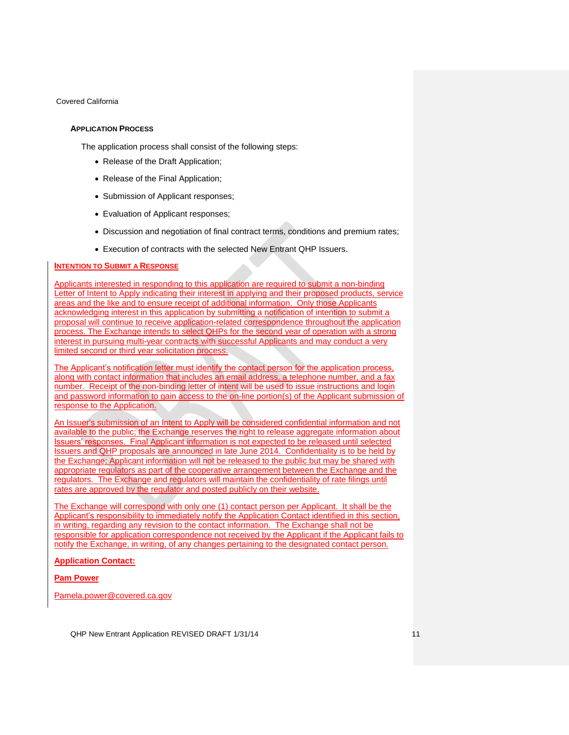### APPLICATION PROCESS

The application process shall consist of the following steps:

- Release of the Draft Application;
- Release of the Final Application;
- Submission of Applicant responses;
- Evaluation of Applicant responses;
- Discussion and negotiation of final contract terms, conditions and premium rates;
- Execution of contracts with the selected New Entrant QHP Issuers.

### INTENTION TO SUBMIT A RESPONSE

Applicants interested in responding to this application are required to submit a non-binding Letter of Intent to Apply indicating their interest in applying and their proposed products, service areas and the like and to ensure receipt of additional information. Only those Applicants acknowledging interest in this application by submitting a notification of intention to submit a proposal will continue to receive application-related correspondence throughout the application process. The Exchange intends to select QHPs for the second year of operation with a strong interest in pursuing multi-year contracts with successful Applicants and may conduct a very limited second or third year solicitation process.

The Applicant's notification letter must identify the contact person for the application process, along with contact information that includes an email address, a telephone number, and a fax number. Receipt of the non-binding letter of intent will be used to issue instructions and login and password information to gain access to the on-line portion(s) of the Applicant submission of response to the Application.

An Issuer's submission of an Intent to Apply will be considered confidential information and not available to the public; the Exchange reserves the right to release aggregate information about Issuers' responses. Final Applicant information is not expected to be released until selected Issuers and QHP proposals are announced in late June 2014. Confidentiality is to be held by the Exchange; Applicant information will not be released to the public but may be shared with appropriate regulators as part of the cooperative arrangement between the Exchange and the regulators. The Exchange and regulators will maintain the confidentiality of rate filings until rates are approved by the regulator and posted publicly on their website.

The Exchange will correspond with only one (1) contact person per Applicant. It shall be the Applicant's responsibility to immediately notify the Application Contact identified in this section, in writing, regarding any revision to the contact information. The Exchange shall not be responsible for application correspondence not received by the Applicant if the Applicant fails to notify the Exchange, in writing, of any changes pertaining to the designated contact person.

**Application Contact:**

**Pam Power**

Pamela.power@covered.ca.gov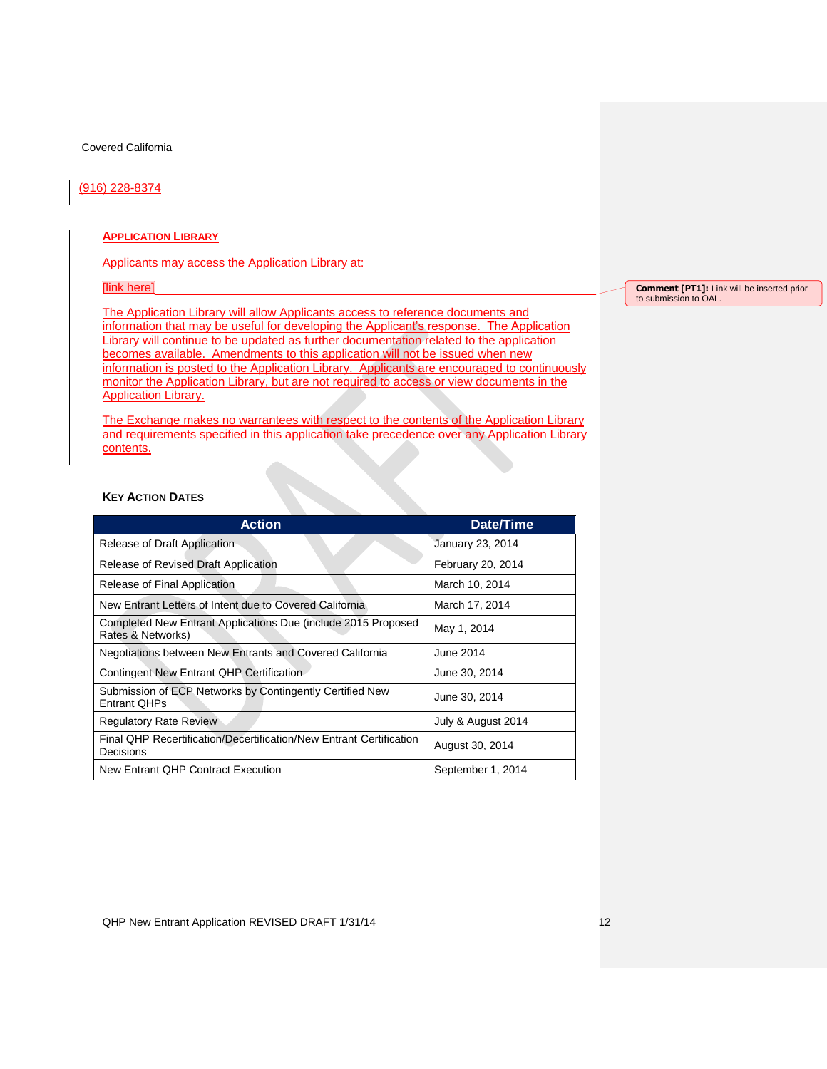Covered California

(916) 228-8374

### APPLICATION LIBRARY

Applicants may access the Application Library at:

[link here]

Comment [PT1]: Link will be inserted prior to submission to OAL.

The Application Library will allow Applicants access to reference documents and information that may be useful for developing the Applicant's response. The Application Library will continue to be updated as further documentation related to the application becomes available. Amendments to this application will not be issued when new information is posted to the Application Library. Applicants are encouraged to continuously monitor the Application Library, but are not required to access or view documents in the Application Library.

The Exchange makes no warrantees with respect to the contents of the Application Library and requirements specified in this application take precedence over any Application Library contents.

### KEY ACTION DATES

| Action | Date/Time |
|---|---|
| Release of Draft Application | January 23, 2014 |
| Release of Revised Draft Application | February 20, 2014 |
| Release of Final Application | March 10, 2014 |
| New Entrant Letters of Intent due to Covered California | March 17, 2014 |
| Completed New Entrant Applications Due (include 2015 Proposed Rates & Networks) | May 1, 2014 |
| Negotiations between New Entrants and Covered California | June 2014 |
| Contingent New Entrant QHP Certification | June 30, 2014 |
| Submission of ECP Networks by Contingently Certified New Entrant QHPs | June 30, 2014 |
| Regulatory Rate Review | July & August 2014 |
| Final QHP Recertification/Decertification/New Entrant Certification Decisions | August 30, 2014 |
| New Entrant QHP Contract Execution | September 1, 2014 |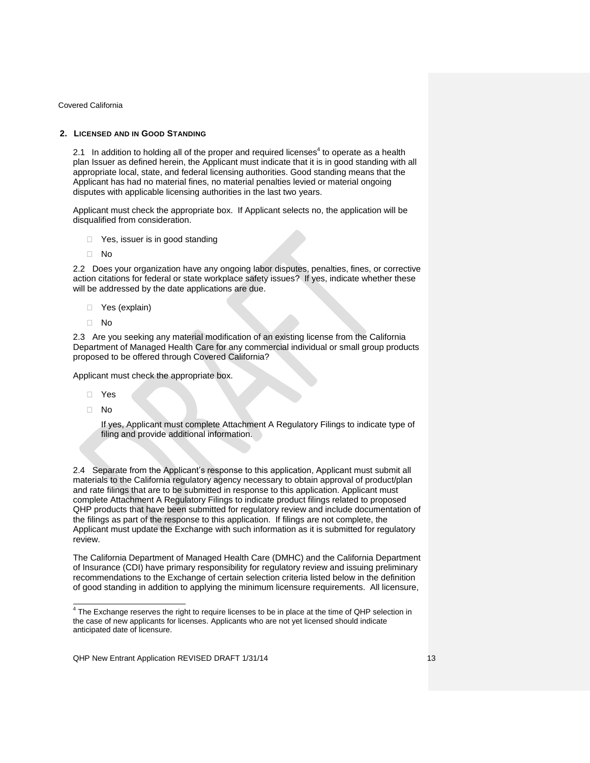## 2. LICENSED AND IN GOOD STANDING

2.1 In addition to holding all of the proper and required licenses[4] to operate as a health plan Issuer as defined herein, the Applicant must indicate that it is in good standing with all appropriate local, state, and federal licensing authorities. Good standing means that the Applicant has had no material fines, no material penalties levied or material ongoing disputes with applicable licensing authorities in the last two years.

Applicant must check the appropriate box. If Applicant selects no, the application will be disqualified from consideration.

- ☐ Yes, issuer is in good standing
- ☐ No

2.2 Does your organization have any ongoing labor disputes, penalties, fines, or corrective action citations for federal or state workplace safety issues? If yes, indicate whether these will be addressed by the date applications are due.

- ☐ Yes (explain)
- ☐ No

2.3 Are you seeking any material modification of an existing license from the California Department of Managed Health Care for any commercial individual or small group products proposed to be offered through Covered California?

Applicant must check the appropriate box.

- ☐ Yes
- ☐ No

If yes, Applicant must complete Attachment A Regulatory Filings to indicate type of filing and provide additional information.

2.4 Separate from the Applicant's response to this application, Applicant must submit all materials to the California regulatory agency necessary to obtain approval of product/plan and rate filings that are to be submitted in response to this application. Applicant must complete Attachment A Regulatory Filings to indicate product filings related to proposed QHP products that have been submitted for regulatory review and include documentation of the filings as part of the response to this application. If filings are not complete, the Applicant must update the Exchange with such information as it is submitted for regulatory review.

The California Department of Managed Health Care (DMHC) and the California Department of Insurance (CDI) have primary responsibility for regulatory review and issuing preliminary recommendations to the Exchange of certain selection criteria listed below in the definition of good standing in addition to applying the minimum licensure requirements. All licensure,

[4] The Exchange reserves the right to require licenses to be in place at the time of QHP selection in the case of new applicants for licenses. Applicants who are not yet licensed should indicate anticipated date of licensure.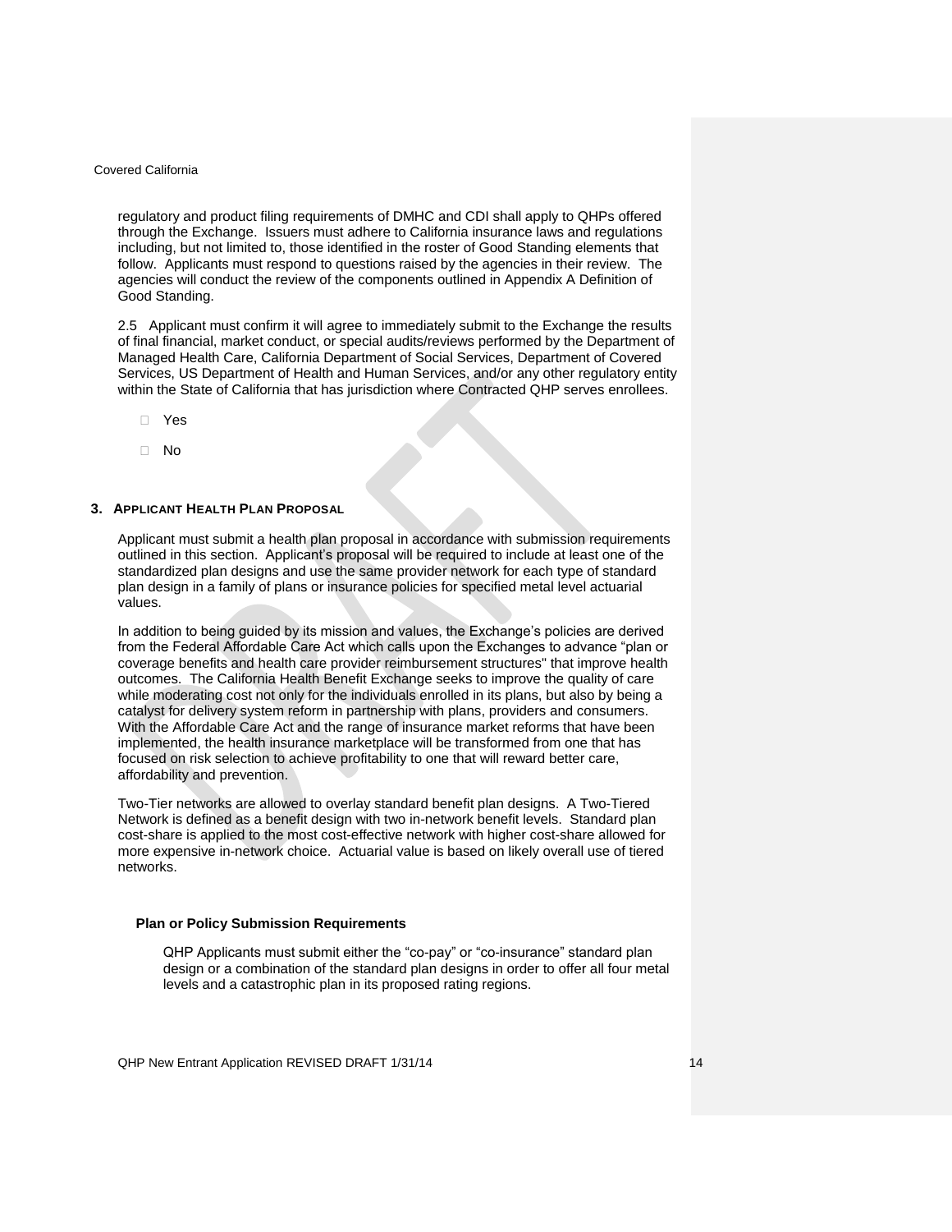regulatory and product filing requirements of DMHC and CDI shall apply to QHPs offered through the Exchange. Issuers must adhere to California insurance laws and regulations including, but not limited to, those identified in the roster of Good Standing elements that follow. Applicants must respond to questions raised by the agencies in their review. The agencies will conduct the review of the components outlined in Appendix A Definition of Good Standing.

2.5 Applicant must confirm it will agree to immediately submit to the Exchange the results of final financial, market conduct, or special audits/reviews performed by the Department of Managed Health Care, California Department of Social Services, Department of Covered Services, US Department of Health and Human Services, and/or any other regulatory entity within the State of California that has jurisdiction where Contracted QHP serves enrollees.

- Yes
- No

## 3. Applicant Health Plan Proposal

Applicant must submit a health plan proposal in accordance with submission requirements outlined in this section. Applicant's proposal will be required to include at least one of the standardized plan designs and use the same provider network for each type of standard plan design in a family of plans or insurance policies for specified metal level actuarial values.

In addition to being guided by its mission and values, the Exchange's policies are derived from the Federal Affordable Care Act which calls upon the Exchanges to advance "plan or coverage benefits and health care provider reimbursement structures" that improve health outcomes. The California Health Benefit Exchange seeks to improve the quality of care while moderating cost not only for the individuals enrolled in its plans, but also by being a catalyst for delivery system reform in partnership with plans, providers and consumers. With the Affordable Care Act and the range of insurance market reforms that have been implemented, the health insurance marketplace will be transformed from one that has focused on risk selection to achieve profitability to one that will reward better care, affordability and prevention.

Two-Tier networks are allowed to overlay standard benefit plan designs. A Two-Tiered Network is defined as a benefit design with two in-network benefit levels. Standard plan cost-share is applied to the most cost-effective network with higher cost-share allowed for more expensive in-network choice. Actuarial value is based on likely overall use of tiered networks.

### Plan or Policy Submission Requirements

QHP Applicants must submit either the "co-pay" or "co-insurance" standard plan design or a combination of the standard plan designs in order to offer all four metal levels and a catastrophic plan in its proposed rating regions.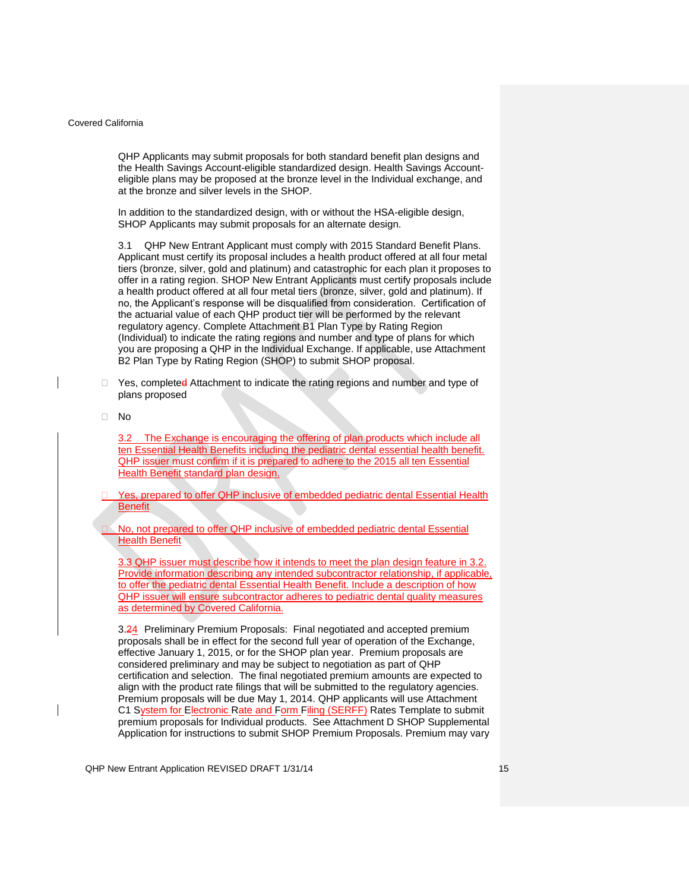QHP Applicants may submit proposals for both standard benefit plan designs and the Health Savings Account-eligible standardized design. Health Savings Account-eligible plans may be proposed at the bronze level in the Individual exchange, and at the bronze and silver levels in the SHOP.

In addition to the standardized design, with or without the HSA-eligible design, SHOP Applicants may submit proposals for an alternate design.

3.1 QHP New Entrant Applicant must comply with 2015 Standard Benefit Plans. Applicant must certify its proposal includes a health product offered at all four metal tiers (bronze, silver, gold and platinum) and catastrophic for each plan it proposes to offer in a rating region. SHOP New Entrant Applicants must certify proposals include a health product offered at all four metal tiers (bronze, silver, gold and platinum). If no, the Applicant's response will be disqualified from consideration. Certification of the actuarial value of each QHP product tier will be performed by the relevant regulatory agency. Complete Attachment B1 Plan Type by Rating Region (Individual) to indicate the rating regions and number and type of plans for which you are proposing a QHP in the Individual Exchange. If applicable, use Attachment B2 Plan Type by Rating Region (SHOP) to submit SHOP proposal.

- ☐ Yes, completed Attachment to indicate the rating regions and number and type of plans proposed
- ☐ No

3.2 The Exchange is encouraging the offering of plan products which include all ten Essential Health Benefits including the pediatric dental essential health benefit. QHP issuer must confirm if it is prepared to adhere to the 2015 all ten Essential Health Benefit standard plan design.

- ☐ Yes, prepared to offer QHP inclusive of embedded pediatric dental Essential Health Benefit
- ☐ No, not prepared to offer QHP inclusive of embedded pediatric dental Essential Health Benefit

3.3 QHP issuer must describe how it intends to meet the plan design feature in 3.2. Provide information describing any intended subcontractor relationship, if applicable, to offer the pediatric dental Essential Health Benefit. Include a description of how QHP issuer will ensure subcontractor adheres to pediatric dental quality measures as determined by Covered California.

3.24 Preliminary Premium Proposals: Final negotiated and accepted premium proposals shall be in effect for the second full year of operation of the Exchange, effective January 1, 2015, or for the SHOP plan year. Premium proposals are considered preliminary and may be subject to negotiation as part of QHP certification and selection. The final negotiated premium amounts are expected to align with the product rate filings that will be submitted to the regulatory agencies. Premium proposals will be due May 1, 2014. QHP applicants will use Attachment C1 System for Electronic Rate and Form Filing (SERFF) Rates Template to submit premium proposals for Individual products. See Attachment D SHOP Supplemental Application for instructions to submit SHOP Premium Proposals. Premium may vary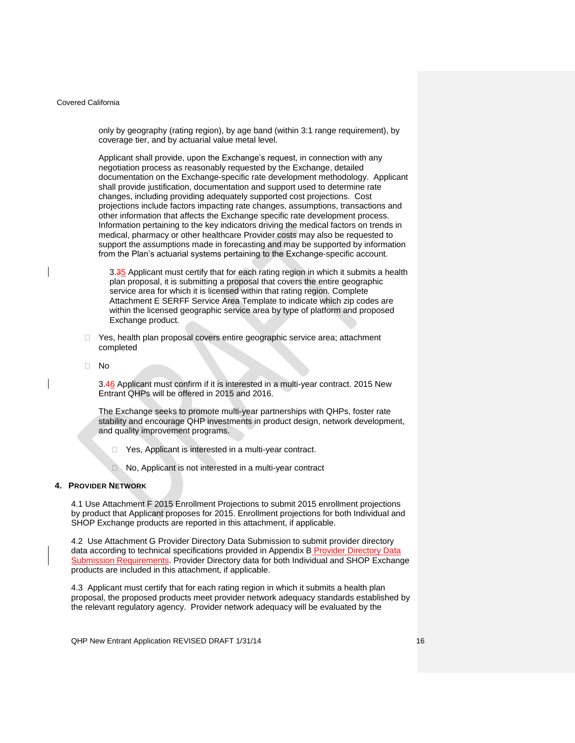only by geography (rating region), by age band (within 3:1 range requirement), by coverage tier, and by actuarial value metal level.

Applicant shall provide, upon the Exchange's request, in connection with any negotiation process as reasonably requested by the Exchange, detailed documentation on the Exchange-specific rate development methodology. Applicant shall provide justification, documentation and support used to determine rate changes, including providing adequately supported cost projections. Cost projections include factors impacting rate changes, assumptions, transactions and other information that affects the Exchange specific rate development process. Information pertaining to the key indicators driving the medical factors on trends in medical, pharmacy or other healthcare Provider costs may also be requested to support the assumptions made in forecasting and may be supported by information from the Plan's actuarial systems pertaining to the Exchange-specific account.

3.~~3~~5 Applicant must certify that for each rating region in which it submits a health plan proposal, it is submitting a proposal that covers the entire geographic service area for which it is licensed within that rating region. Complete Attachment E SERFF Service Area Template to indicate which zip codes are within the licensed geographic service area by type of platform and proposed Exchange product.

- ☐ Yes, health plan proposal covers entire geographic service area; attachment completed
- ☐ No

3.~~4~~6 Applicant must confirm if it is interested in a multi-year contract. 2015 New Entrant QHPs will be offered in 2015 and 2016.

The Exchange seeks to promote multi-year partnerships with QHPs, foster rate stability and encourage QHP investments in product design, network development, and quality improvement programs.

- ☐ Yes, Applicant is interested in a multi-year contract.
- ☐ No, Applicant is not interested in a multi-year contract

## 4. Provider Network

4.1 Use Attachment F 2015 Enrollment Projections to submit 2015 enrollment projections by product that Applicant proposes for 2015. Enrollment projections for both Individual and SHOP Exchange products are reported in this attachment, if applicable.

4.2 Use Attachment G Provider Directory Data Submission to submit provider directory data according to technical specifications provided in Appendix B Provider Directory Data Submission Requirements. Provider Directory data for both Individual and SHOP Exchange products are included in this attachment, if applicable.

4.3 Applicant must certify that for each rating region in which it submits a health plan proposal, the proposed products meet provider network adequacy standards established by the relevant regulatory agency. Provider network adequacy will be evaluated by the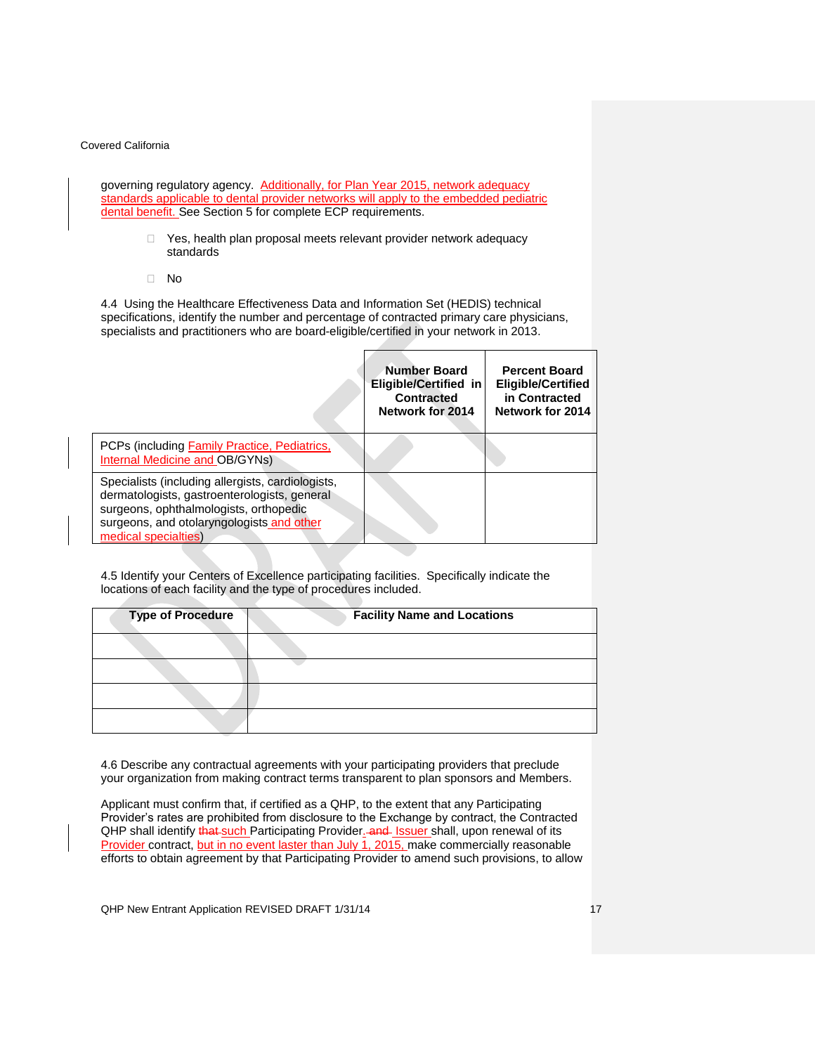governing regulatory agency. Additionally, for Plan Year 2015, network adequacy standards applicable to dental provider networks will apply to the embedded pediatric dental benefit. See Section 5 for complete ECP requirements.

- ☐ Yes, health plan proposal meets relevant provider network adequacy standards
- ☐ No

4.4 Using the Healthcare Effectiveness Data and Information Set (HEDIS) technical specifications, identify the number and percentage of contracted primary care physicians, specialists and practitioners who are board-eligible/certified in your network in 2013.

| | **Number Board Eligible/Certified in Contracted Network for 2014** | **Percent Board Eligible/Certified in Contracted Network for 2014** |
|---|---|---|
| PCPs (including Family Practice, Pediatrics, Internal Medicine and OB/GYNs) | | |
| Specialists (including allergists, cardiologists, dermatologists, gastroenterologists, general surgeons, ophthalmologists, orthopedic surgeons, and otolaryngologists and other medical specialties) | | |

4.5 Identify your Centers of Excellence participating facilities. Specifically indicate the locations of each facility and the type of procedures included.

| **Type of Procedure** | **Facility Name and Locations** |
|---|---|
| | |
| | |
| | |
| | |

4.6 Describe any contractual agreements with your participating providers that preclude your organization from making contract terms transparent to plan sponsors and Members.

Applicant must confirm that, if certified as a QHP, to the extent that any Participating Provider's rates are prohibited from disclosure to the Exchange by contract, the Contracted QHP shall identify ~~that~~ such Participating Provider. ~~and~~ Issuer shall, upon renewal of its Provider contract, but in no event laster than July 1, 2015, make commercially reasonable efforts to obtain agreement by that Participating Provider to amend such provisions, to allow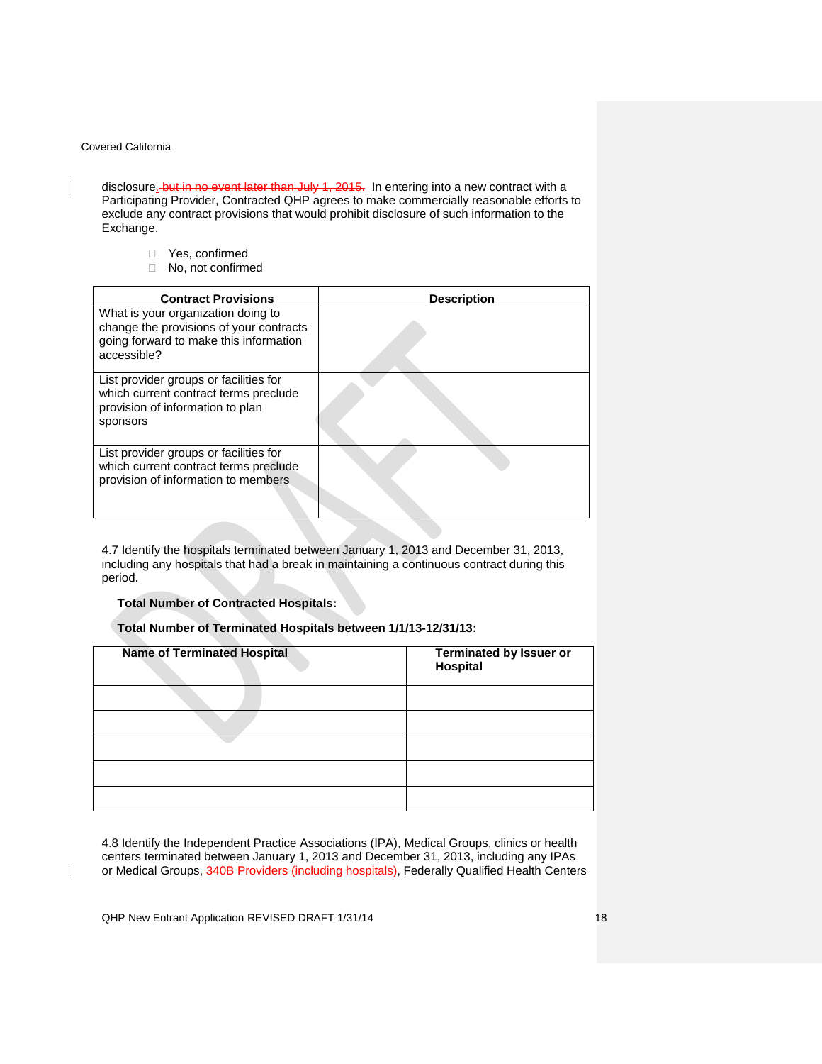disclosure. ~~but in no event later than July 1, 2015.~~ In entering into a new contract with a Participating Provider, Contracted QHP agrees to make commercially reasonable efforts to exclude any contract provisions that would prohibit disclosure of such information to the Exchange.

- ☐ Yes, confirmed
- ☐ No, not confirmed

| Contract Provisions | Description |
|---|---|
| What is your organization doing to change the provisions of your contracts going forward to make this information accessible? | |
| List provider groups or facilities for which current contract terms preclude provision of information to plan sponsors | |
| List provider groups or facilities for which current contract terms preclude provision of information to members | |

4.7 Identify the hospitals terminated between January 1, 2013 and December 31, 2013, including any hospitals that had a break in maintaining a continuous contract during this period.

**Total Number of Contracted Hospitals:**

**Total Number of Terminated Hospitals between 1/1/13-12/31/13:**

| Name of Terminated Hospital | Terminated by Issuer or Hospital |
|---|---|
| | |
| | |
| | |
| | |
| | |

4.8 Identify the Independent Practice Associations (IPA), Medical Groups, clinics or health centers terminated between January 1, 2013 and December 31, 2013, including any IPAs or Medical Groups, ~~340B Providers (including hospitals)~~, Federally Qualified Health Centers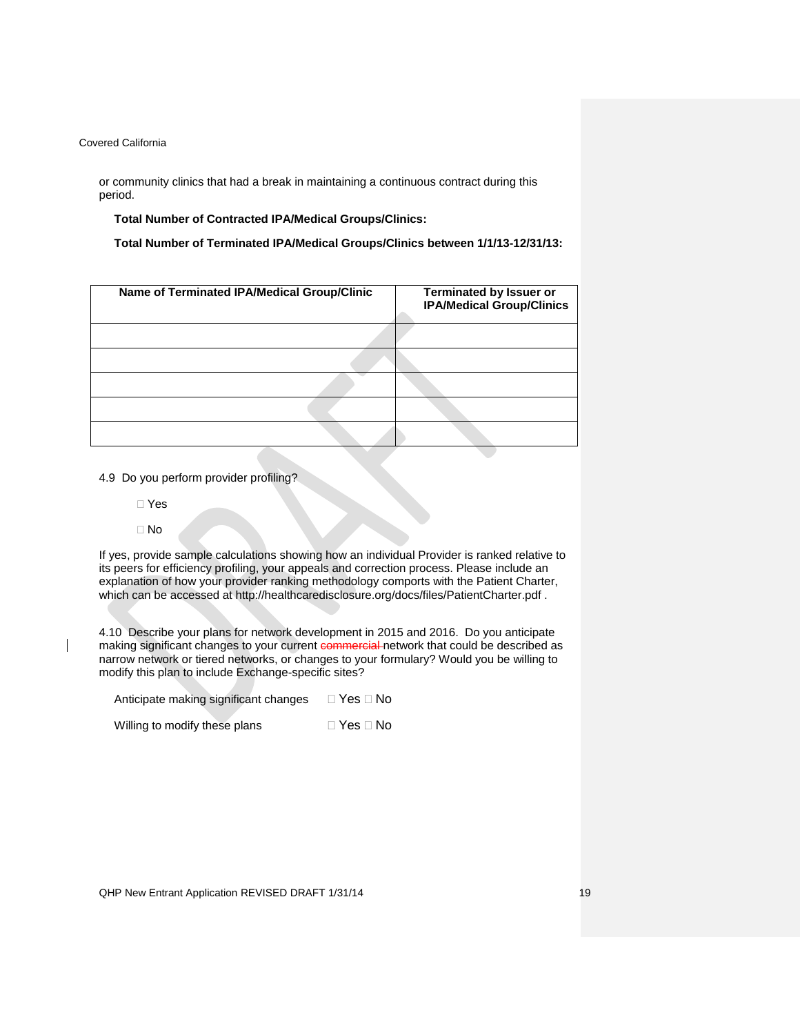or community clinics that had a break in maintaining a continuous contract during this period.

**Total Number of Contracted IPA/Medical Groups/Clinics:**

**Total Number of Terminated IPA/Medical Groups/Clinics between 1/1/13-12/31/13:**

| Name of Terminated IPA/Medical Group/Clinic | Terminated by Issuer or IPA/Medical Group/Clinics |
|---|---|
| | |
| | |
| | |
| | |
| | |

4.9 Do you perform provider profiling?

☐ Yes

☐ No

If yes, provide sample calculations showing how an individual Provider is ranked relative to its peers for efficiency profiling, your appeals and correction process. Please include an explanation of how your provider ranking methodology comports with the Patient Charter, which can be accessed at http://healthcaredisclosure.org/docs/files/PatientCharter.pdf .

4.10 Describe your plans for network development in 2015 and 2016. Do you anticipate making significant changes to your current ~~commercial~~ network that could be described as narrow network or tiered networks, or changes to your formulary? Would you be willing to modify this plan to include Exchange-specific sites?

Anticipate making significant changes ☐ Yes ☐ No

Willing to modify these plans ☐ Yes ☐ No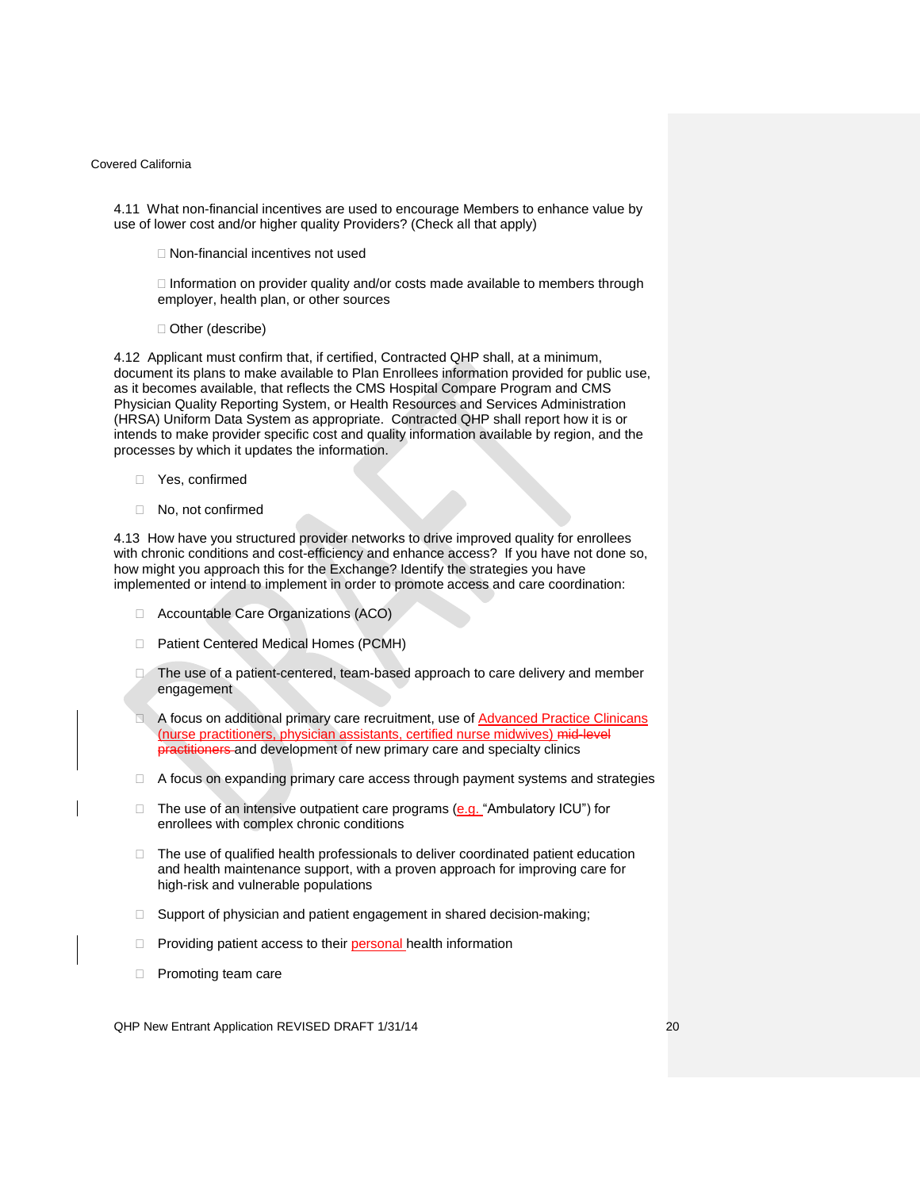4.11 What non-financial incentives are used to encourage Members to enhance value by use of lower cost and/or higher quality Providers? (Check all that apply)

- ☐ Non-financial incentives not used
- ☐ Information on provider quality and/or costs made available to members through employer, health plan, or other sources
- ☐ Other (describe)

4.12 Applicant must confirm that, if certified, Contracted QHP shall, at a minimum, document its plans to make available to Plan Enrollees information provided for public use, as it becomes available, that reflects the CMS Hospital Compare Program and CMS Physician Quality Reporting System, or Health Resources and Services Administration (HRSA) Uniform Data System as appropriate. Contracted QHP shall report how it is or intends to make provider specific cost and quality information available by region, and the processes by which it updates the information.

- ☐ Yes, confirmed
- ☐ No, not confirmed

4.13 How have you structured provider networks to drive improved quality for enrollees with chronic conditions and cost-efficiency and enhance access? If you have not done so, how might you approach this for the Exchange? Identify the strategies you have implemented or intend to implement in order to promote access and care coordination:

- ☐ Accountable Care Organizations (ACO)
- ☐ Patient Centered Medical Homes (PCMH)
- ☐ The use of a patient-centered, team-based approach to care delivery and member engagement
- ☐ A focus on additional primary care recruitment, use of Advanced Practice Clinicans (nurse practitioners, physician assistants, certified nurse midwives) ~~mid-level practitioners~~ and development of new primary care and specialty clinics
- ☐ A focus on expanding primary care access through payment systems and strategies
- ☐ The use of an intensive outpatient care programs (e.g. "Ambulatory ICU") for enrollees with complex chronic conditions
- ☐ The use of qualified health professionals to deliver coordinated patient education and health maintenance support, with a proven approach for improving care for high-risk and vulnerable populations
- ☐ Support of physician and patient engagement in shared decision-making;
- ☐ Providing patient access to their personal health information
- ☐ Promoting team care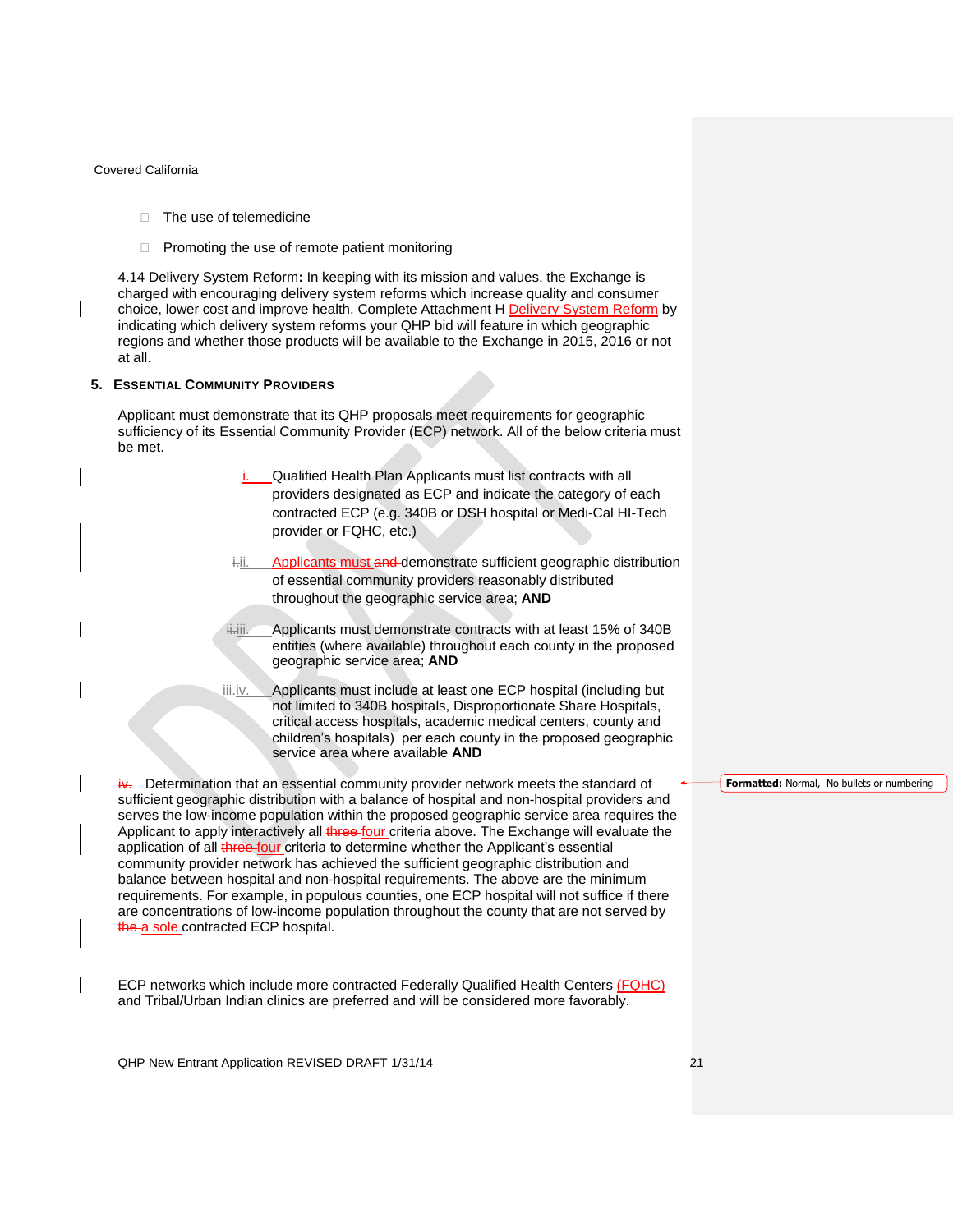- The use of telemedicine
- Promoting the use of remote patient monitoring

4.14 Delivery System Reform**:** In keeping with its mission and values, the Exchange is charged with encouraging delivery system reforms which increase quality and consumer choice, lower cost and improve health. Complete Attachment H Delivery System Reform by indicating which delivery system reforms your QHP bid will feature in which geographic regions and whether those products will be available to the Exchange in 2015, 2016 or not at all.

## 5. ESSENTIAL COMMUNITY PROVIDERS

Applicant must demonstrate that its QHP proposals meet requirements for geographic sufficiency of its Essential Community Provider (ECP) network. All of the below criteria must be met.

i. Qualified Health Plan Applicants must list contracts with all providers designated as ECP and indicate the category of each contracted ECP (e.g. 340B or DSH hospital or Medi-Cal HI-Tech provider or FQHC, etc.)

ii. Applicants must ~~and~~ demonstrate sufficient geographic distribution of essential community providers reasonably distributed throughout the geographic service area; **AND**

iii. Applicants must demonstrate contracts with at least 15% of 340B entities (where available) throughout each county in the proposed geographic service area; **AND**

iv. Applicants must include at least one ECP hospital (including but not limited to 340B hospitals, Disproportionate Share Hospitals, critical access hospitals, academic medical centers, county and children's hospitals) per each county in the proposed geographic service area where available **AND**

~~iv.~~ Determination that an essential community provider network meets the standard of sufficient geographic distribution with a balance of hospital and non-hospital providers and serves the low-income population within the proposed geographic service area requires the Applicant to apply interactively all ~~three~~ four criteria above. The Exchange will evaluate the application of all ~~three~~ four criteria to determine whether the Applicant's essential community provider network has achieved the sufficient geographic distribution and balance between hospital and non-hospital requirements. The above are the minimum requirements. For example, in populous counties, one ECP hospital will not suffice if there are concentrations of low-income population throughout the county that are not served by ~~the~~ a sole contracted ECP hospital.

ECP networks which include more contracted Federally Qualified Health Centers (FQHC) and Tribal/Urban Indian clinics are preferred and will be considered more favorably.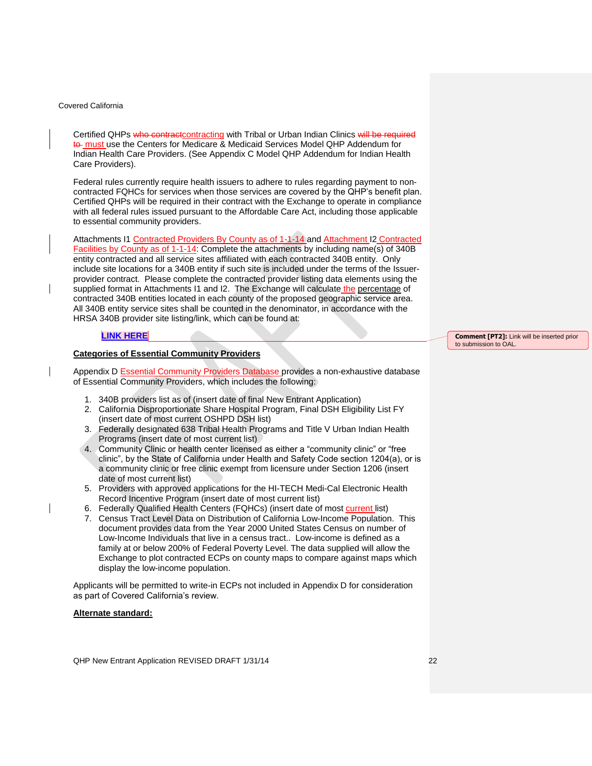Certified QHPs contracting with Tribal or Urban Indian Clinics must use the Centers for Medicare & Medicaid Services Model QHP Addendum for Indian Health Care Providers. (See Appendix C Model QHP Addendum for Indian Health Care Providers).

Federal rules currently require health issuers to adhere to rules regarding payment to non-contracted FQHCs for services when those services are covered by the QHP's benefit plan. Certified QHPs will be required in their contract with the Exchange to operate in compliance with all federal rules issued pursuant to the Affordable Care Act, including those applicable to essential community providers.

Attachments I1 Contracted Providers By County as of 1-1-14 and Attachment I2 Contracted Facilities by County as of 1-1-14: Complete the attachments by including name(s) of 340B entity contracted and all service sites affiliated with each contracted 340B entity. Only include site locations for a 340B entity if such site is included under the terms of the Issuer-provider contract. Please complete the contracted provider listing data elements using the supplied format in Attachments I1 and I2. The Exchange will calculate the percentage of contracted 340B entities located in each county of the proposed geographic service area. All 340B entity service sites shall be counted in the denominator, in accordance with the HRSA 340B provider site listing/link, which can be found at:

LINK HERE

Comment [PT2]: Link will be inserted prior to submission to OAL.

**Categories of Essential Community Providers**

Appendix D Essential Community Providers Database provides a non-exhaustive database of Essential Community Providers, which includes the following:

1. 340B providers list as of (insert date of final New Entrant Application)
2. California Disproportionate Share Hospital Program, Final DSH Eligibility List FY (insert date of most current OSHPD DSH list)
3. Federally designated 638 Tribal Health Programs and Title V Urban Indian Health Programs (insert date of most current list)
4. Community Clinic or health center licensed as either a "community clinic" or "free clinic", by the State of California under Health and Safety Code section 1204(a), or is a community clinic or free clinic exempt from licensure under Section 1206 (insert date of most current list)
5. Providers with approved applications for the HI-TECH Medi-Cal Electronic Health Record Incentive Program (insert date of most current list)
6. Federally Qualified Health Centers (FQHCs) (insert date of most current list)
7. Census Tract Level Data on Distribution of California Low-Income Population. This document provides data from the Year 2000 United States Census on number of Low-Income Individuals that live in a census tract.. Low-income is defined as a family at or below 200% of Federal Poverty Level. The data supplied will allow the Exchange to plot contracted ECPs on county maps to compare against maps which display the low-income population.

Applicants will be permitted to write-in ECPs not included in Appendix D for consideration as part of Covered California's review.

**Alternate standard:**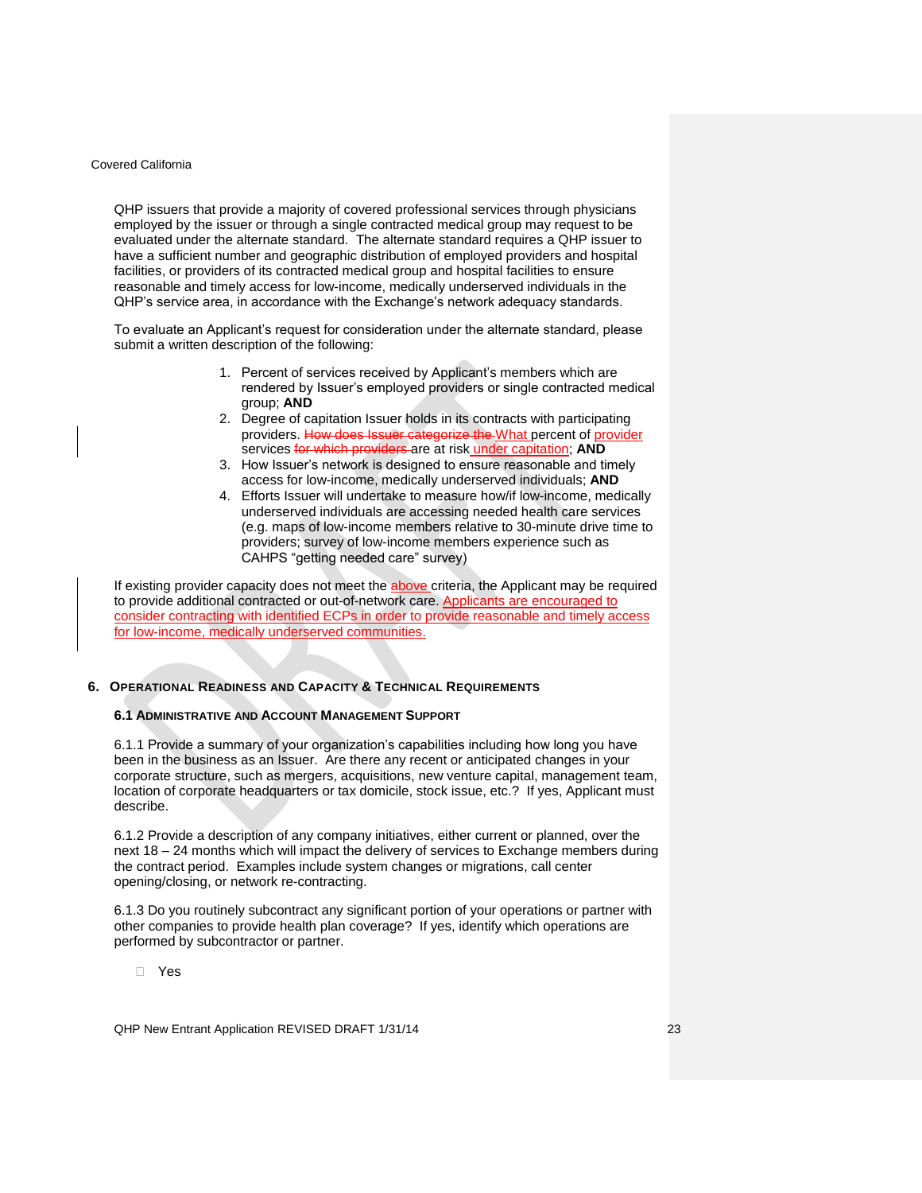QHP issuers that provide a majority of covered professional services through physicians employed by the issuer or through a single contracted medical group may request to be evaluated under the alternate standard. The alternate standard requires a QHP issuer to have a sufficient number and geographic distribution of employed providers and hospital facilities, or providers of its contracted medical group and hospital facilities to ensure reasonable and timely access for low-income, medically underserved individuals in the QHP's service area, in accordance with the Exchange's network adequacy standards.

To evaluate an Applicant's request for consideration under the alternate standard, please submit a written description of the following:

1. Percent of services received by Applicant's members which are rendered by Issuer's employed providers or single contracted medical group; **AND**
2. Degree of capitation Issuer holds in its contracts with participating providers. ~~How does Issuer categorize the~~ What percent of provider services ~~for which providers~~ are at risk under capitation; **AND**
3. How Issuer's network is designed to ensure reasonable and timely access for low-income, medically underserved individuals; **AND**
4. Efforts Issuer will undertake to measure how/if low-income, medically underserved individuals are accessing needed health care services (e.g. maps of low-income members relative to 30-minute drive time to providers; survey of low-income members experience such as CAHPS "getting needed care" survey)

If existing provider capacity does not meet the above criteria, the Applicant may be required to provide additional contracted or out-of-network care. Applicants are encouraged to consider contracting with identified ECPs in order to provide reasonable and timely access for low-income, medically underserved communities.

## 6. Operational Readiness and Capacity & Technical Requirements

### 6.1 Administrative and Account Management Support

6.1.1 Provide a summary of your organization's capabilities including how long you have been in the business as an Issuer. Are there any recent or anticipated changes in your corporate structure, such as mergers, acquisitions, new venture capital, management team, location of corporate headquarters or tax domicile, stock issue, etc.? If yes, Applicant must describe.

6.1.2 Provide a description of any company initiatives, either current or planned, over the next 18 – 24 months which will impact the delivery of services to Exchange members during the contract period. Examples include system changes or migrations, call center opening/closing, or network re-contracting.

6.1.3 Do you routinely subcontract any significant portion of your operations or partner with other companies to provide health plan coverage? If yes, identify which operations are performed by subcontractor or partner.

☐ Yes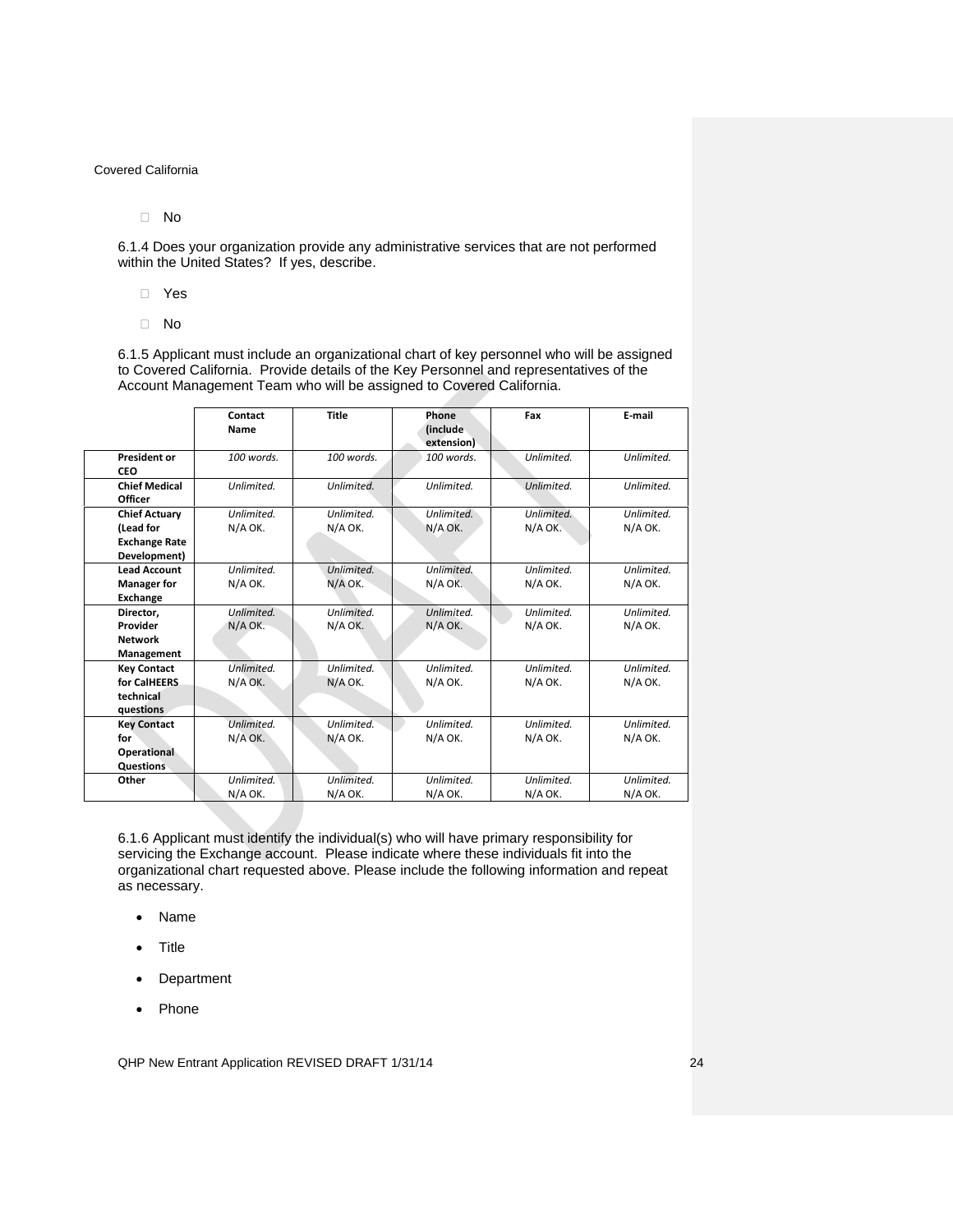☐ No

6.1.4 Does your organization provide any administrative services that are not performed within the United States? If yes, describe.

☐ Yes

☐ No

6.1.5 Applicant must include an organizational chart of key personnel who will be assigned to Covered California. Provide details of the Key Personnel and representatives of the Account Management Team who will be assigned to Covered California.

| | **Contact Name** | **Title** | **Phone (include extension)** | **Fax** | **E-mail** |
|---|---|---|---|---|---|
| **President or CEO** | *100 words.* | *100 words.* | *100 words.* | *Unlimited.* | *Unlimited.* |
| **Chief Medical Officer** | *Unlimited.* | *Unlimited.* | *Unlimited.* | *Unlimited.* | *Unlimited.* |
| **Chief Actuary (Lead for Exchange Rate Development)** | *Unlimited.* N/A OK. | *Unlimited.* N/A OK. | *Unlimited.* N/A OK. | *Unlimited.* N/A OK. | *Unlimited.* N/A OK. |
| **Lead Account Manager for Exchange** | *Unlimited.* N/A OK. | *Unlimited.* N/A OK. | *Unlimited.* N/A OK. | *Unlimited.* N/A OK. | *Unlimited.* N/A OK. |
| **Director, Provider Network Management** | *Unlimited.* N/A OK. | *Unlimited.* N/A OK. | *Unlimited.* N/A OK. | *Unlimited.* N/A OK. | *Unlimited.* N/A OK. |
| **Key Contact for CalHEERS technical questions** | *Unlimited.* N/A OK. | *Unlimited.* N/A OK. | *Unlimited.* N/A OK. | *Unlimited.* N/A OK. | *Unlimited.* N/A OK. |
| **Key Contact for Operational Questions** | *Unlimited.* N/A OK. | *Unlimited.* N/A OK. | *Unlimited.* N/A OK. | *Unlimited.* N/A OK. | *Unlimited.* N/A OK. |
| **Other** | *Unlimited.* N/A OK. | *Unlimited.* N/A OK. | *Unlimited.* N/A OK. | *Unlimited.* N/A OK. | *Unlimited.* N/A OK. |

6.1.6 Applicant must identify the individual(s) who will have primary responsibility for servicing the Exchange account. Please indicate where these individuals fit into the organizational chart requested above. Please include the following information and repeat as necessary.

- Name
- Title
- Department
- Phone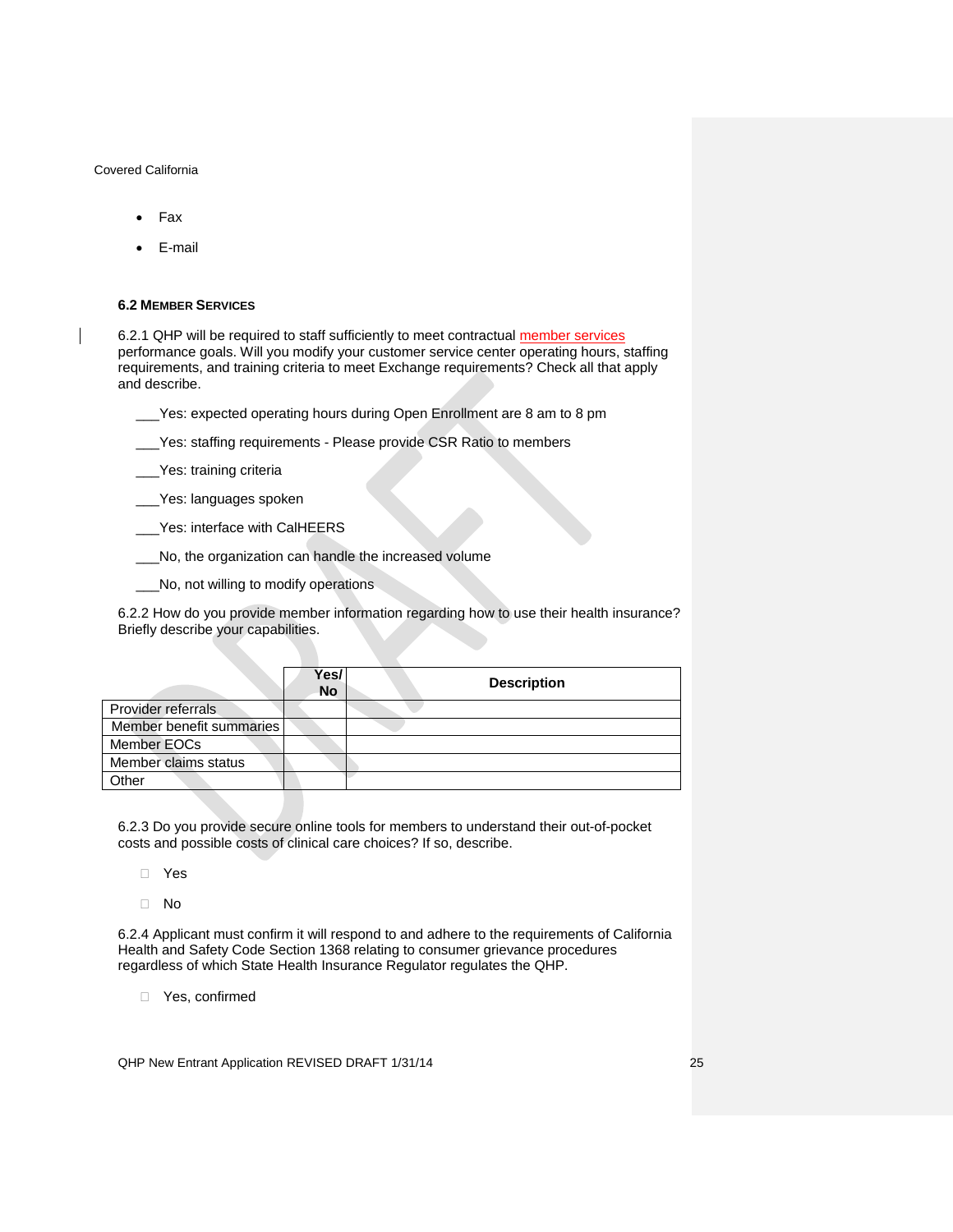- Fax
- E-mail

### 6.2 MEMBER SERVICES

6.2.1 QHP will be required to staff sufficiently to meet contractual member services performance goals. Will you modify your customer service center operating hours, staffing requirements, and training criteria to meet Exchange requirements? Check all that apply and describe.

___Yes: expected operating hours during Open Enrollment are 8 am to 8 pm

___Yes: staffing requirements - Please provide CSR Ratio to members

___Yes: training criteria

___Yes: languages spoken

___Yes: interface with CalHEERS

___No, the organization can handle the increased volume

___No, not willing to modify operations

6.2.2 How do you provide member information regarding how to use their health insurance? Briefly describe your capabilities.

| | Yes/ No | Description |
|---|---|---|
| Provider referrals | | |
| Member benefit summaries | | |
| Member EOCs | | |
| Member claims status | | |
| Other | | |

6.2.3 Do you provide secure online tools for members to understand their out-of-pocket costs and possible costs of clinical care choices? If so, describe.

- ☐ Yes
- ☐ No

6.2.4 Applicant must confirm it will respond to and adhere to the requirements of California Health and Safety Code Section 1368 relating to consumer grievance procedures regardless of which State Health Insurance Regulator regulates the QHP.

- ☐ Yes, confirmed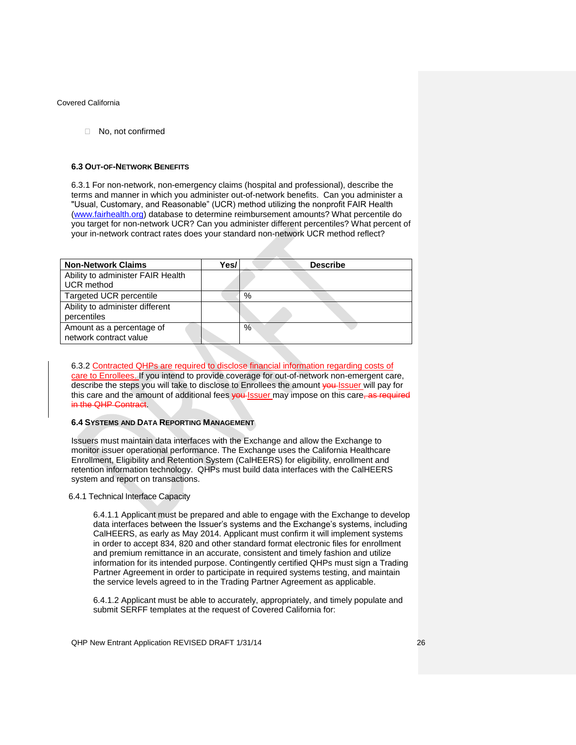☐ No, not confirmed

### 6.3 Out-of-Network Benefits

6.3.1 For non-network, non-emergency claims (hospital and professional), describe the terms and manner in which you administer out-of-network benefits. Can you administer a "Usual, Customary, and Reasonable" (UCR) method utilizing the nonprofit FAIR Health (www.fairhealth.org) database to determine reimbursement amounts? What percentile do you target for non-network UCR? Can you administer different percentiles? What percent of your in-network contract rates does your standard non-network UCR method reflect?

| Non-Network Claims | Yes/ | Describe |
|---|---|---|
| Ability to administer FAIR Health UCR method | | |
| Targeted UCR percentile | | % |
| Ability to administer different percentiles | | |
| Amount as a percentage of network contract value | | % |

6.3.2 Contracted QHPs are required to disclose financial information regarding costs of care to Enrollees. If you intend to provide coverage for out-of-network non-emergent care, describe the steps you will take to disclose to Enrollees the amount ~~you~~ Issuer will pay for this care and the amount of additional fees ~~you~~ Issuer may impose on this care~~, as required in the QHP Contract~~.

### 6.4 Systems and Data Reporting Management

Issuers must maintain data interfaces with the Exchange and allow the Exchange to monitor issuer operational performance. The Exchange uses the California Healthcare Enrollment, Eligibility and Retention System (CalHEERS) for eligibility, enrollment and retention information technology. QHPs must build data interfaces with the CalHEERS system and report on transactions.

6.4.1 Technical Interface Capacity

6.4.1.1 Applicant must be prepared and able to engage with the Exchange to develop data interfaces between the Issuer's systems and the Exchange's systems, including CalHEERS, as early as May 2014. Applicant must confirm it will implement systems in order to accept 834, 820 and other standard format electronic files for enrollment and premium remittance in an accurate, consistent and timely fashion and utilize information for its intended purpose. Contingently certified QHPs must sign a Trading Partner Agreement in order to participate in required systems testing, and maintain the service levels agreed to in the Trading Partner Agreement as applicable.

6.4.1.2 Applicant must be able to accurately, appropriately, and timely populate and submit SERFF templates at the request of Covered California for: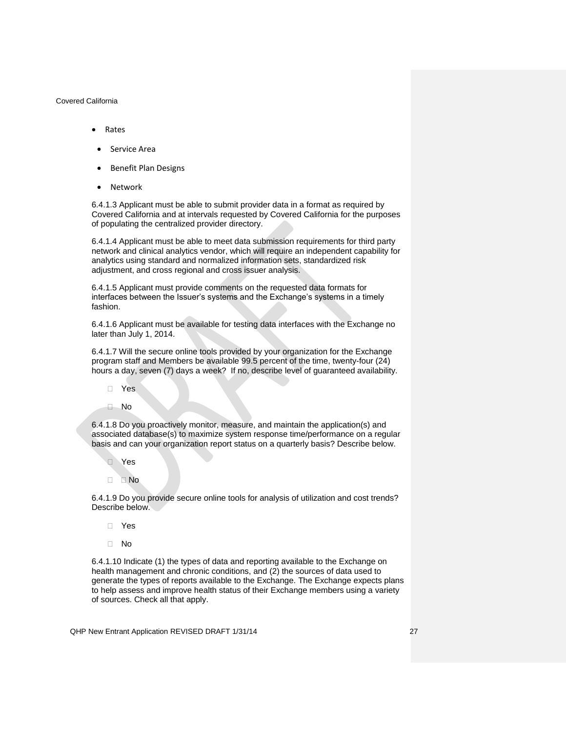- Rates
- Service Area
- Benefit Plan Designs
- Network

6.4.1.3 Applicant must be able to submit provider data in a format as required by Covered California and at intervals requested by Covered California for the purposes of populating the centralized provider directory.

6.4.1.4 Applicant must be able to meet data submission requirements for third party network and clinical analytics vendor, which will require an independent capability for analytics using standard and normalized information sets, standardized risk adjustment, and cross regional and cross issuer analysis.

6.4.1.5 Applicant must provide comments on the requested data formats for interfaces between the Issuer's systems and the Exchange's systems in a timely fashion.

6.4.1.6 Applicant must be available for testing data interfaces with the Exchange no later than July 1, 2014.

6.4.1.7 Will the secure online tools provided by your organization for the Exchange program staff and Members be available 99.5 percent of the time, twenty-four (24) hours a day, seven (7) days a week? If no, describe level of guaranteed availability.

- Yes
- No

6.4.1.8 Do you proactively monitor, measure, and maintain the application(s) and associated database(s) to maximize system response time/performance on a regular basis and can your organization report status on a quarterly basis? Describe below.

- Yes
- No

6.4.1.9 Do you provide secure online tools for analysis of utilization and cost trends? Describe below.

- Yes
- No

6.4.1.10 Indicate (1) the types of data and reporting available to the Exchange on health management and chronic conditions, and (2) the sources of data used to generate the types of reports available to the Exchange. The Exchange expects plans to help assess and improve health status of their Exchange members using a variety of sources. Check all that apply.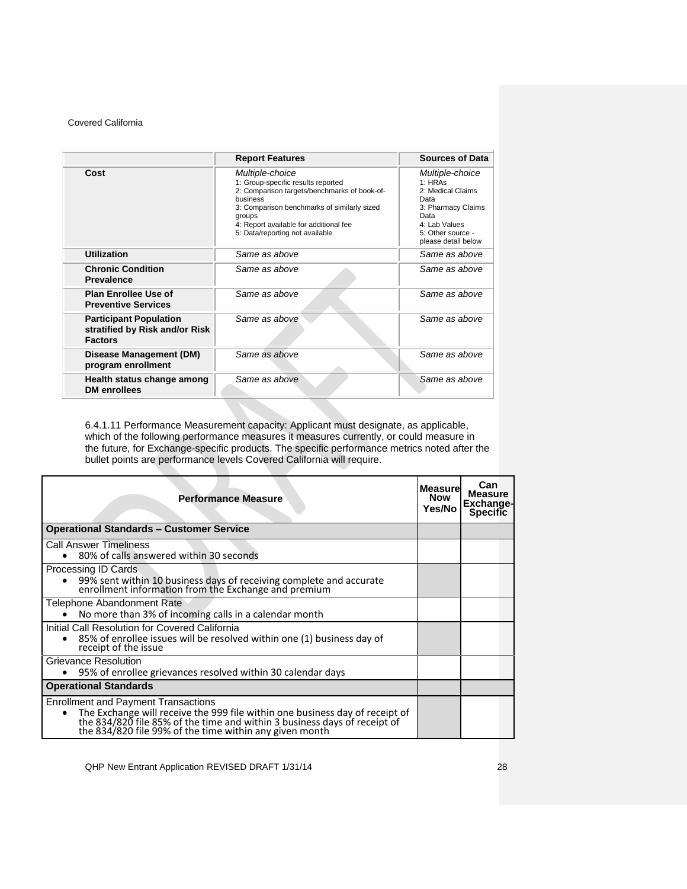| | Report Features | Sources of Data |
|---|---|---|
| **Cost** | *Multiple-choice*<br>1: Group-specific results reported<br>2: Comparison targets/benchmarks of book-of-business<br>3: Comparison benchmarks of similarly sized groups<br>4: Report available for additional fee<br>5: Data/reporting not available | *Multiple-choice*<br>1: HRAs<br>2: Medical Claims Data<br>3: Pharmacy Claims Data<br>4: Lab Values<br>5: Other source - please detail below |
| **Utilization** | *Same as above* | *Same as above* |
| **Chronic Condition Prevalence** | *Same as above* | *Same as above* |
| **Plan Enrollee Use of Preventive Services** | *Same as above* | *Same as above* |
| **Participant Population stratified by Risk and/or Risk Factors** | *Same as above* | *Same as above* |
| **Disease Management (DM) program enrollment** | *Same as above* | *Same as above* |
| **Health status change among DM enrollees** | *Same as above* | *Same as above* |

6.4.1.11 Performance Measurement capacity: Applicant must designate, as applicable, which of the following performance measures it measures currently, or could measure in the future, for Exchange-specific products. The specific performance metrics noted after the bullet points are performance levels Covered California will require.

| Performance Measure | Measure Now Yes/No | Can Measure Exchange-Specific |
|---|---|---|
| **Operational Standards – Customer Service** | | |
| Call Answer Timeliness<br>• 80% of calls answered within 30 seconds | | |
| Processing ID Cards<br>• 99% sent within 10 business days of receiving complete and accurate enrollment information from the Exchange and premium | | |
| Telephone Abandonment Rate<br>• No more than 3% of incoming calls in a calendar month | | |
| Initial Call Resolution for Covered California<br>• 85% of enrollee issues will be resolved within one (1) business day of receipt of the issue | | |
| Grievance Resolution<br>• 95% of enrollee grievances resolved within 30 calendar days | | |
| **Operational Standards** | | |
| Enrollment and Payment Transactions<br>• The Exchange will receive the 999 file within one business day of receipt of the 834/820 file 85% of the time and within 3 business days of receipt of the 834/820 file 99% of the time within any given month | | |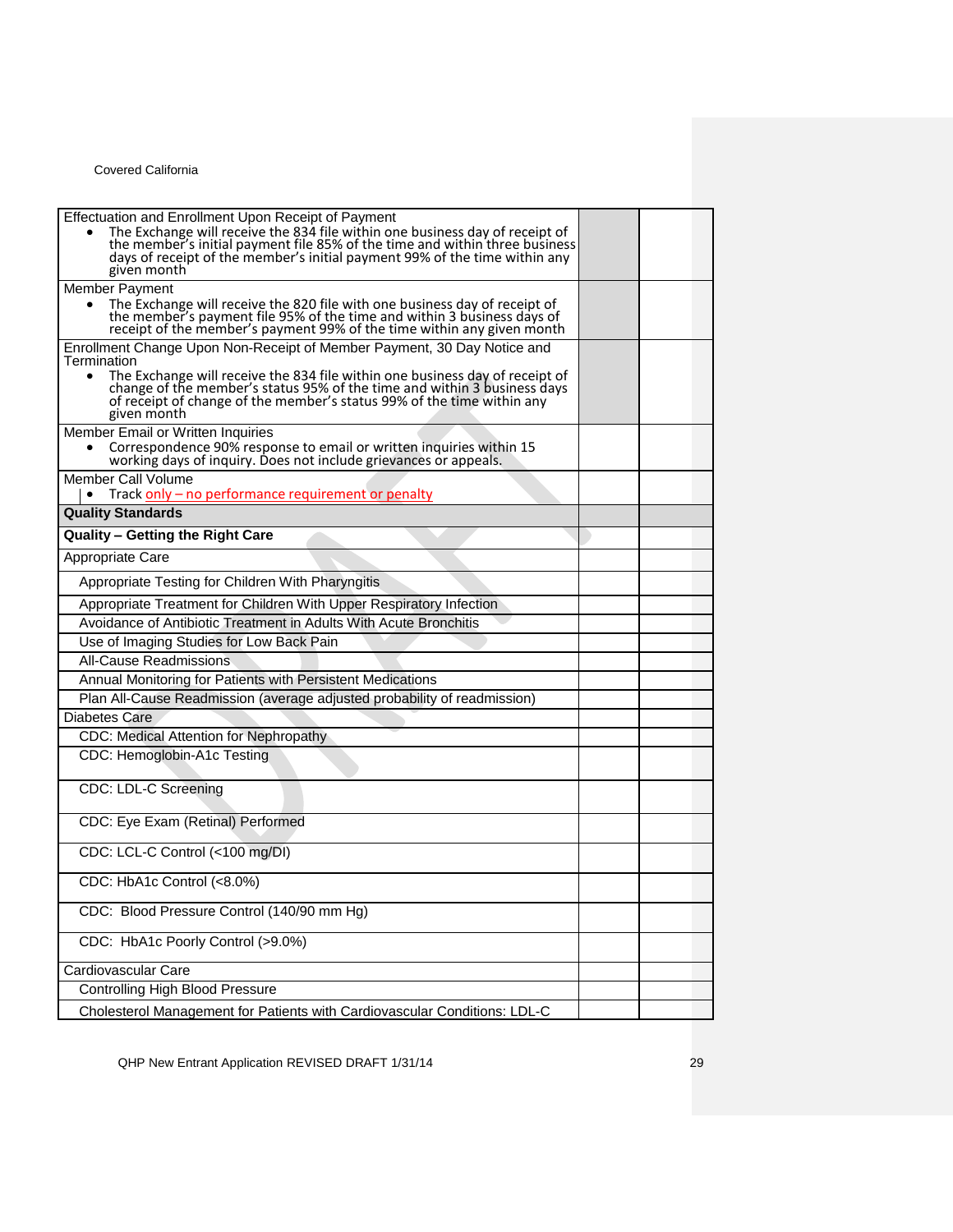| | | |
|---|---|---|
| Effectuation and Enrollment Upon Receipt of Payment<br>• The Exchange will receive the 834 file within one business day of receipt of the member's initial payment file 85% of the time and within three business days of receipt of the member's initial payment 99% of the time within any given month | | |
| Member Payment<br>• The Exchange will receive the 820 file with one business day of receipt of the member's payment file 95% of the time and within 3 business days of receipt of the member's payment 99% of the time within any given month | | |
| Enrollment Change Upon Non-Receipt of Member Payment, 30 Day Notice and Termination<br>• The Exchange will receive the 834 file within one business day of receipt of change of the member's status 95% of the time and within 3 business days of receipt of change of the member's status 99% of the time within any given month | | |
| Member Email or Written Inquiries<br>• Correspondence 90% response to email or written inquiries within 15 working days of inquiry. Does not include grievances or appeals. | | |
| Member Call Volume<br>• Track only – no performance requirement or penalty | | |
| **Quality Standards** | | |
| **Quality – Getting the Right Care** | | |
| Appropriate Care | | |
| Appropriate Testing for Children With Pharyngitis | | |
| Appropriate Treatment for Children With Upper Respiratory Infection | | |
| Avoidance of Antibiotic Treatment in Adults With Acute Bronchitis | | |
| Use of Imaging Studies for Low Back Pain | | |
| All-Cause Readmissions | | |
| Annual Monitoring for Patients with Persistent Medications | | |
| Plan All-Cause Readmission (average adjusted probability of readmission) | | |
| Diabetes Care | | |
| CDC: Medical Attention for Nephropathy | | |
| CDC: Hemoglobin-A1c Testing | | |
| CDC: LDL-C Screening | | |
| CDC: Eye Exam (Retinal) Performed | | |
| CDC: LCL-C Control (<100 mg/Dl) | | |
| CDC: HbA1c Control (<8.0%) | | |
| CDC: Blood Pressure Control (140/90 mm Hg) | | |
| CDC: HbA1c Poorly Control (>9.0%) | | |
| Cardiovascular Care | | |
| Controlling High Blood Pressure | | |
| Cholesterol Management for Patients with Cardiovascular Conditions: LDL-C | | |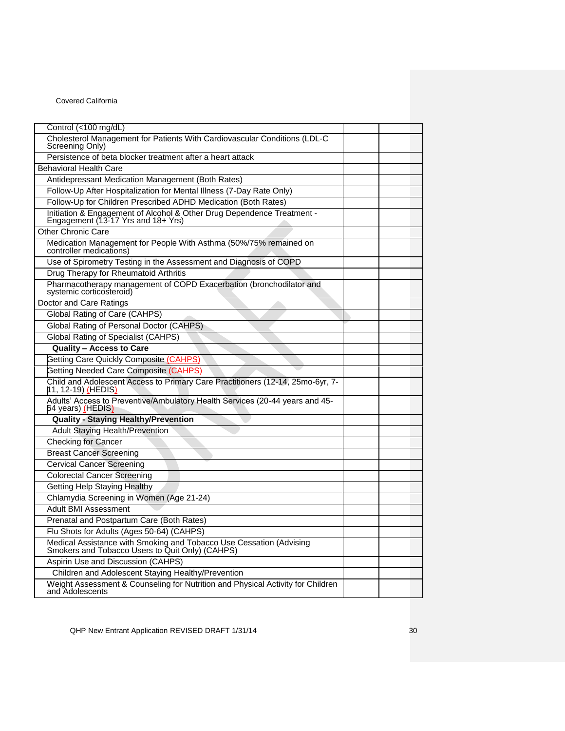| | | |
|---|---|---|
| Control (<100 mg/dL) | | |
| Cholesterol Management for Patients With Cardiovascular Conditions (LDL-C Screening Only) | | |
| Persistence of beta blocker treatment after a heart attack | | |
| Behavioral Health Care | | |
| Antidepressant Medication Management (Both Rates) | | |
| Follow-Up After Hospitalization for Mental Illness (7-Day Rate Only) | | |
| Follow-Up for Children Prescribed ADHD Medication (Both Rates) | | |
| Initiation & Engagement of Alcohol & Other Drug Dependence Treatment - Engagement (13-17 Yrs and 18+ Yrs) | | |
| Other Chronic Care | | |
| Medication Management for People With Asthma (50%/75% remained on controller medications) | | |
| Use of Spirometry Testing in the Assessment and Diagnosis of COPD | | |
| Drug Therapy for Rheumatoid Arthritis | | |
| Pharmacotherapy management of COPD Exacerbation (bronchodilator and systemic corticosteroid) | | |
| Doctor and Care Ratings | | |
| Global Rating of Care (CAHPS) | | |
| Global Rating of Personal Doctor (CAHPS) | | |
| Global Rating of Specialist (CAHPS) | | |
| **Quality – Access to Care** | | |
| Getting Care Quickly Composite (CAHPS) | | |
| Getting Needed Care Composite (CAHPS) | | |
| Child and Adolescent Access to Primary Care Practitioners (12-14, 25mo-6yr, 7-11, 12-19) (HEDIS) | | |
| Adults' Access to Preventive/Ambulatory Health Services (20-44 years and 45-64 years) (HEDIS) | | |
| **Quality - Staying Healthy/Prevention** | | |
| Adult Staying Health/Prevention | | |
| Checking for Cancer | | |
| Breast Cancer Screening | | |
| Cervical Cancer Screening | | |
| Colorectal Cancer Screening | | |
| Getting Help Staying Healthy | | |
| Chlamydia Screening in Women (Age 21-24) | | |
| Adult BMI Assessment | | |
| Prenatal and Postpartum Care (Both Rates) | | |
| Flu Shots for Adults (Ages 50-64) (CAHPS) | | |
| Medical Assistance with Smoking and Tobacco Use Cessation (Advising Smokers and Tobacco Users to Quit Only) (CAHPS) | | |
| Aspirin Use and Discussion (CAHPS) | | |
| Children and Adolescent Staying Healthy/Prevention | | |
| Weight Assessment & Counseling for Nutrition and Physical Activity for Children and Adolescents | | |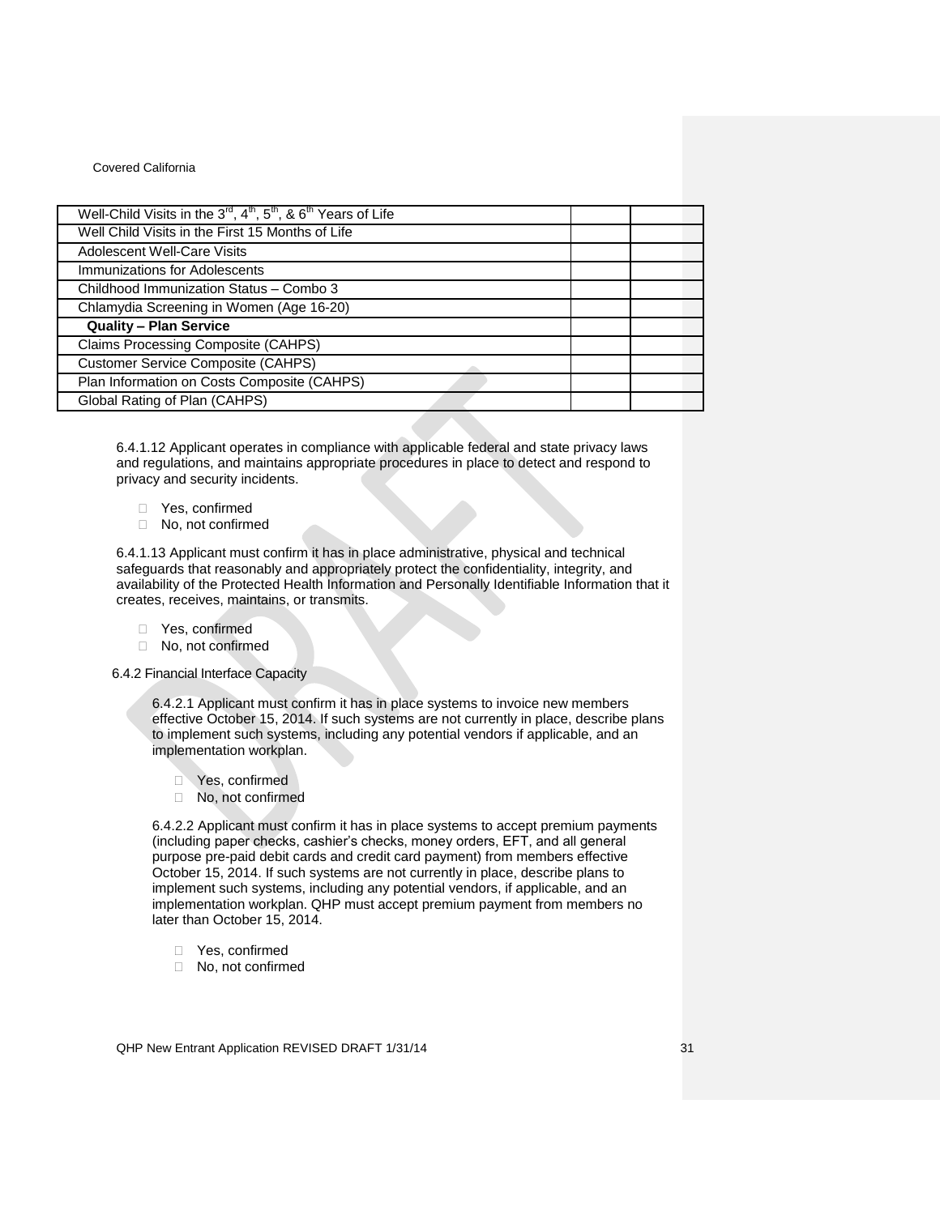| | | |
|---|---|---|
| Well-Child Visits in the 3rd, 4th, 5th, & 6th Years of Life | | |
| Well Child Visits in the First 15 Months of Life | | |
| Adolescent Well-Care Visits | | |
| Immunizations for Adolescents | | |
| Childhood Immunization Status – Combo 3 | | |
| Chlamydia Screening in Women (Age 16-20) | | |
| **Quality – Plan Service** | | |
| Claims Processing Composite (CAHPS) | | |
| Customer Service Composite (CAHPS) | | |
| Plan Information on Costs Composite (CAHPS) | | |
| Global Rating of Plan (CAHPS) | | |

6.4.1.12 Applicant operates in compliance with applicable federal and state privacy laws and regulations, and maintains appropriate procedures in place to detect and respond to privacy and security incidents.

- Yes, confirmed
- No, not confirmed

6.4.1.13 Applicant must confirm it has in place administrative, physical and technical safeguards that reasonably and appropriately protect the confidentiality, integrity, and availability of the Protected Health Information and Personally Identifiable Information that it creates, receives, maintains, or transmits.

- Yes, confirmed
- No, not confirmed

6.4.2 Financial Interface Capacity

6.4.2.1 Applicant must confirm it has in place systems to invoice new members effective October 15, 2014. If such systems are not currently in place, describe plans to implement such systems, including any potential vendors if applicable, and an implementation workplan.

- Yes, confirmed
- No, not confirmed

6.4.2.2 Applicant must confirm it has in place systems to accept premium payments (including paper checks, cashier's checks, money orders, EFT, and all general purpose pre-paid debit cards and credit card payment) from members effective October 15, 2014. If such systems are not currently in place, describe plans to implement such systems, including any potential vendors, if applicable, and an implementation workplan. QHP must accept premium payment from members no later than October 15, 2014.

- Yes, confirmed
- No, not confirmed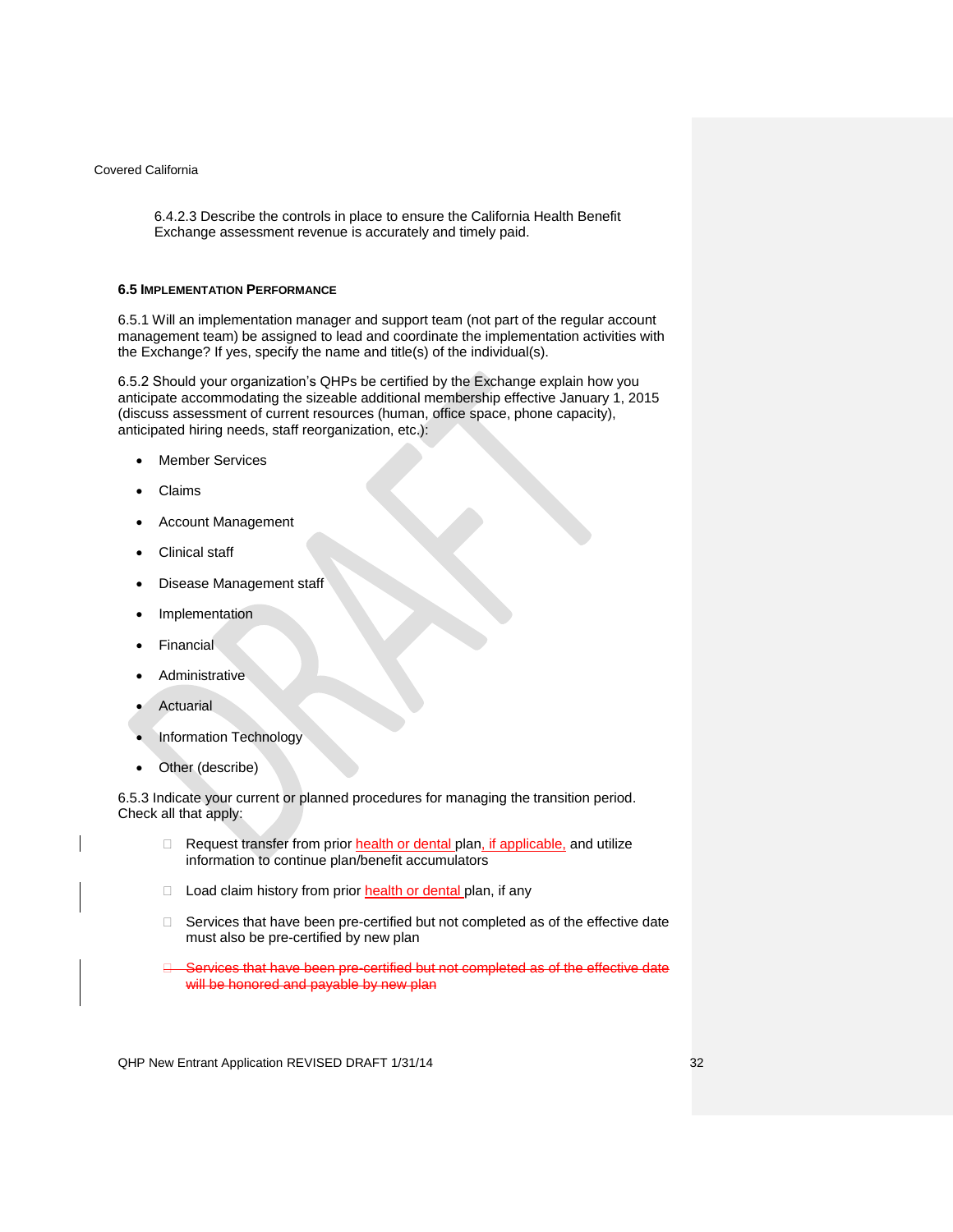6.4.2.3 Describe the controls in place to ensure the California Health Benefit Exchange assessment revenue is accurately and timely paid.

### 6.5 Implementation Performance

6.5.1 Will an implementation manager and support team (not part of the regular account management team) be assigned to lead and coordinate the implementation activities with the Exchange? If yes, specify the name and title(s) of the individual(s).

6.5.2 Should your organization's QHPs be certified by the Exchange explain how you anticipate accommodating the sizeable additional membership effective January 1, 2015 (discuss assessment of current resources (human, office space, phone capacity), anticipated hiring needs, staff reorganization, etc.):

- Member Services
- Claims
- Account Management
- Clinical staff
- Disease Management staff
- Implementation
- Financial
- Administrative
- Actuarial
- Information Technology
- Other (describe)

6.5.3 Indicate your current or planned procedures for managing the transition period. Check all that apply:

- ☐ Request transfer from prior health or dental plan, if applicable, and utilize information to continue plan/benefit accumulators
- ☐ Load claim history from prior health or dental plan, if any
- ☐ Services that have been pre-certified but not completed as of the effective date must also be pre-certified by new plan
- ~~☐ Services that have been pre-certified but not completed as of the effective date will be honored and payable by new plan~~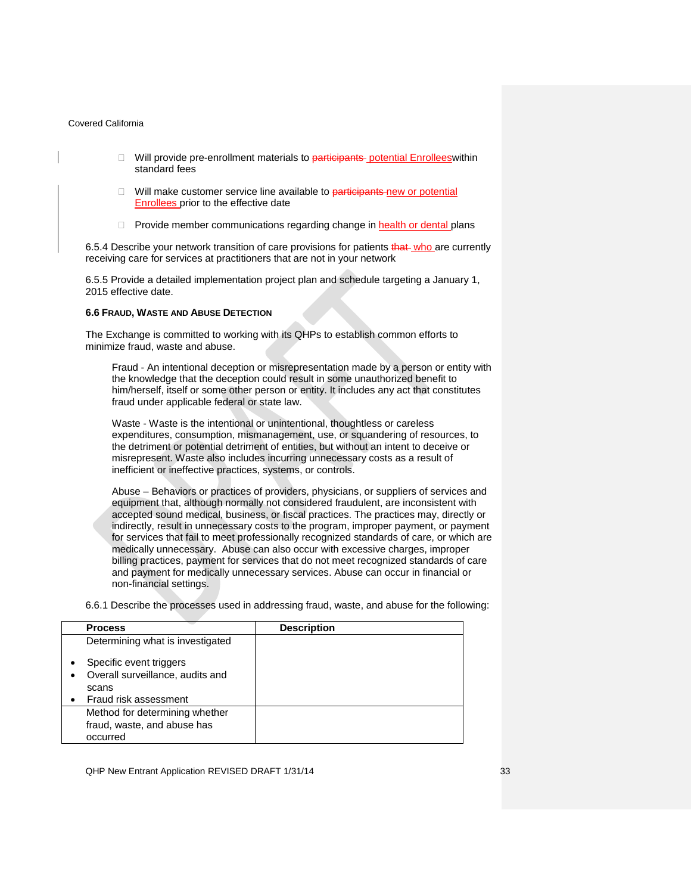- Will provide pre-enrollment materials to ~~participants~~ potential Enrolleeswithin standard fees
- Will make customer service line available to ~~participants~~ new or potential Enrollees prior to the effective date
- Provide member communications regarding change in health or dental plans

6.5.4 Describe your network transition of care provisions for patients ~~that~~ who are currently receiving care for services at practitioners that are not in your network

6.5.5 Provide a detailed implementation project plan and schedule targeting a January 1, 2015 effective date.

### 6.6 Fraud, Waste and Abuse Detection

The Exchange is committed to working with its QHPs to establish common efforts to minimize fraud, waste and abuse.

> Fraud - An intentional deception or misrepresentation made by a person or entity with the knowledge that the deception could result in some unauthorized benefit to him/herself, itself or some other person or entity. It includes any act that constitutes fraud under applicable federal or state law.
>
> Waste - Waste is the intentional or unintentional, thoughtless or careless expenditures, consumption, mismanagement, use, or squandering of resources, to the detriment or potential detriment of entities, but without an intent to deceive or misrepresent. Waste also includes incurring unnecessary costs as a result of inefficient or ineffective practices, systems, or controls.
>
> Abuse – Behaviors or practices of providers, physicians, or suppliers of services and equipment that, although normally not considered fraudulent, are inconsistent with accepted sound medical, business, or fiscal practices. The practices may, directly or indirectly, result in unnecessary costs to the program, improper payment, or payment for services that fail to meet professionally recognized standards of care, or which are medically unnecessary. Abuse can also occur with excessive charges, improper billing practices, payment for services that do not meet recognized standards of care and payment for medically unnecessary services. Abuse can occur in financial or non-financial settings.

6.6.1 Describe the processes used in addressing fraud, waste, and abuse for the following:

| Process | Description |
|---|---|
| Determining what is investigated<br><br>• Specific event triggers<br>• Overall surveillance, audits and scans<br>• Fraud risk assessment | |
| Method for determining whether fraud, waste, and abuse has occurred | |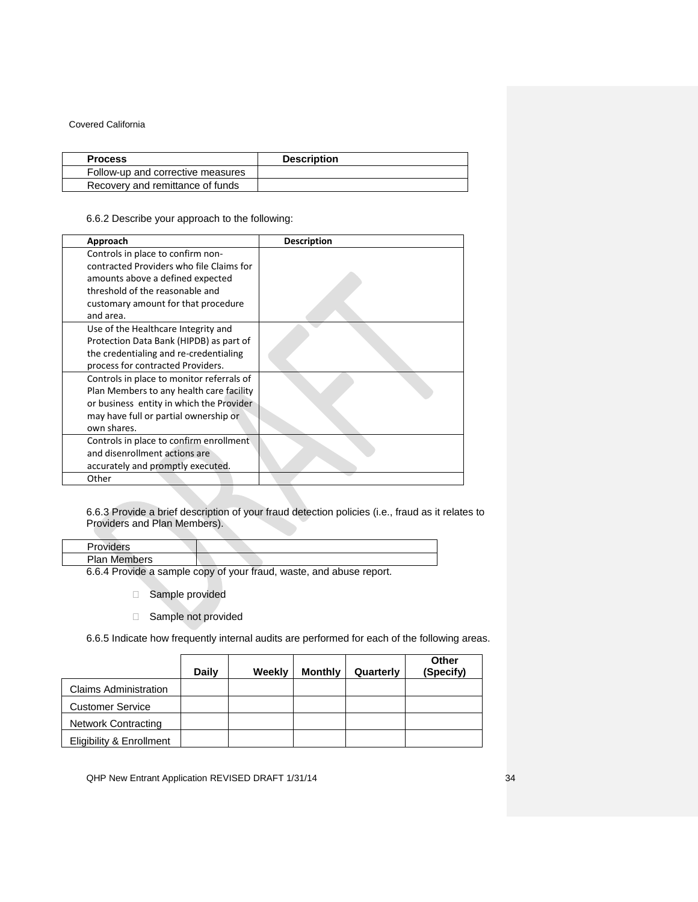| Process | Description |
| --- | --- |
| Follow-up and corrective measures | |
| Recovery and remittance of funds | |

6.6.2 Describe your approach to the following:

| Approach | Description |
| --- | --- |
| Controls in place to confirm non-contracted Providers who file Claims for amounts above a defined expected threshold of the reasonable and customary amount for that procedure and area. | |
| Use of the Healthcare Integrity and Protection Data Bank (HIPDB) as part of the credentialing and re-credentialing process for contracted Providers. | |
| Controls in place to monitor referrals of Plan Members to any health care facility or business entity in which the Provider may have full or partial ownership or own shares. | |
| Controls in place to confirm enrollment and disenrollment actions are accurately and promptly executed. | |
| Other | |

6.6.3 Provide a brief description of your fraud detection policies (i.e., fraud as it relates to Providers and Plan Members).

| | |
| --- | --- |
| Providers | |
| Plan Members | |

6.6.4 Provide a sample copy of your fraud, waste, and abuse report.

- ☐ Sample provided
- ☐ Sample not provided

6.6.5 Indicate how frequently internal audits are performed for each of the following areas.

| | Daily | Weekly | Monthly | Quarterly | Other (Specify) |
| --- | --- | --- | --- | --- | --- |
| Claims Administration | | | | | |
| Customer Service | | | | | |
| Network Contracting | | | | | |
| Eligibility & Enrollment | | | | | |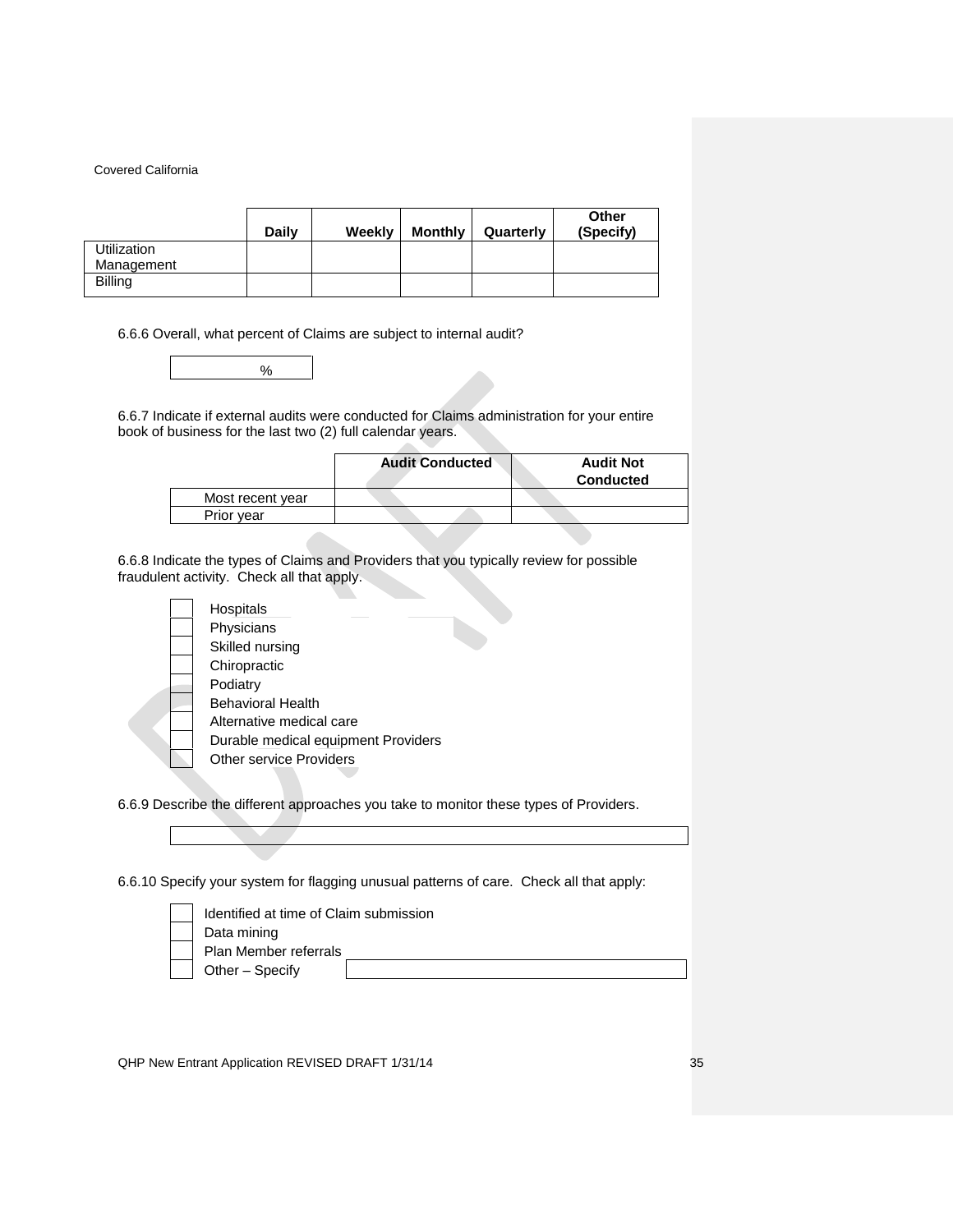| | Daily | Weekly | Monthly | Quarterly | Other (Specify) |
|---|---|---|---|---|---|
| Utilization Management | | | | | |
| Billing | | | | | |

6.6.6 Overall, what percent of Claims are subject to internal audit?

| % |
|---|

6.6.7 Indicate if external audits were conducted for Claims administration for your entire book of business for the last two (2) full calendar years.

| | Audit Conducted | Audit Not Conducted |
|---|---|---|
| Most recent year | | |
| Prior year | | |

6.6.8 Indicate the types of Claims and Providers that you typically review for possible fraudulent activity. Check all that apply.

- ☐ Hospitals
- ☐ Physicians
- ☐ Skilled nursing
- ☐ Chiropractic
- ☐ Podiatry
- ☐ Behavioral Health
- ☐ Alternative medical care
- ☐ Durable medical equipment Providers
- ☐ Other service Providers

6.6.9 Describe the different approaches you take to monitor these types of Providers.

| |
|---|

6.6.10 Specify your system for flagging unusual patterns of care. Check all that apply:

- ☐ Identified at time of Claim submission
- ☐ Data mining
- ☐ Plan Member referrals
- ☐ Other – Specify ______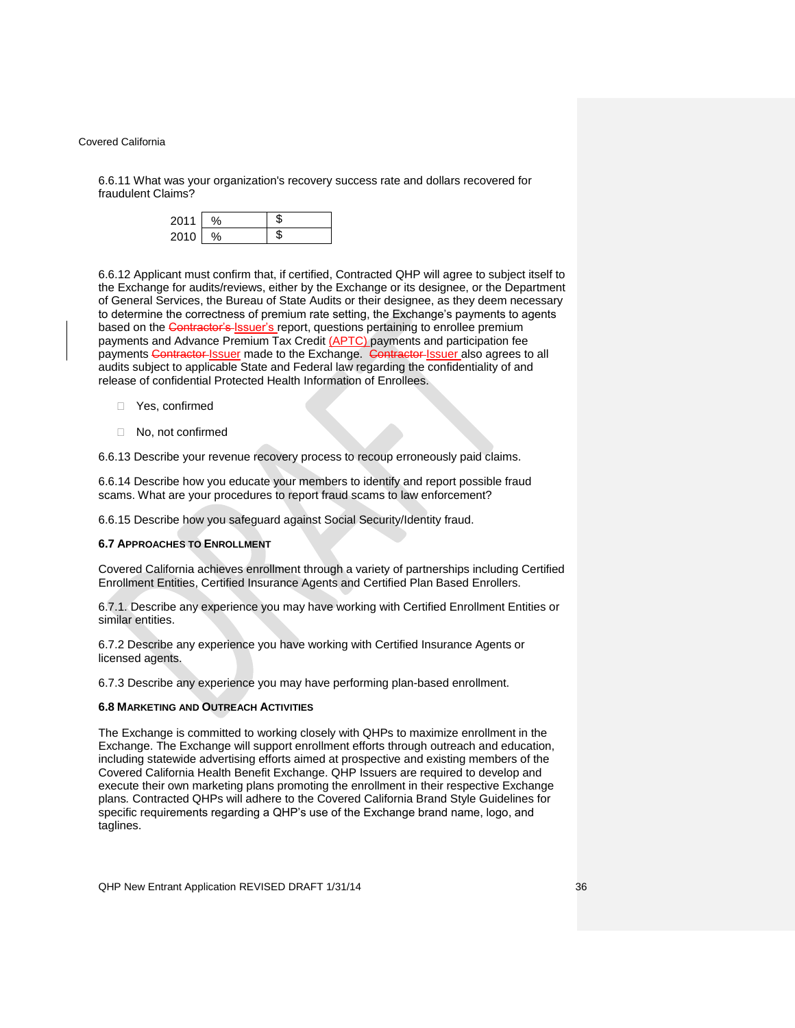6.6.11 What was your organization's recovery success rate and dollars recovered for fraudulent Claims?

| | | |
|---|---|---|
| 2011 | % | $ |
| 2010 | % | $ |

6.6.12 Applicant must confirm that, if certified, Contracted QHP will agree to subject itself to the Exchange for audits/reviews, either by the Exchange or its designee, or the Department of General Services, the Bureau of State Audits or their designee, as they deem necessary to determine the correctness of premium rate setting, the Exchange's payments to agents based on the ~~Contractor's~~ Issuer's report, questions pertaining to enrollee premium payments and Advance Premium Tax Credit (APTC) payments and participation fee payments ~~Contractor~~ Issuer made to the Exchange. ~~Contractor~~ Issuer also agrees to all audits subject to applicable State and Federal law regarding the confidentiality of and release of confidential Protected Health Information of Enrollees.

- ☐ Yes, confirmed
- ☐ No, not confirmed

6.6.13 Describe your revenue recovery process to recoup erroneously paid claims.

6.6.14 Describe how you educate your members to identify and report possible fraud scams. What are your procedures to report fraud scams to law enforcement?

6.6.15 Describe how you safeguard against Social Security/Identity fraud.

### 6.7 Approaches to Enrollment

Covered California achieves enrollment through a variety of partnerships including Certified Enrollment Entities, Certified Insurance Agents and Certified Plan Based Enrollers.

6.7.1. Describe any experience you may have working with Certified Enrollment Entities or similar entities.

6.7.2 Describe any experience you have working with Certified Insurance Agents or licensed agents.

6.7.3 Describe any experience you may have performing plan-based enrollment.

### 6.8 Marketing and Outreach Activities

The Exchange is committed to working closely with QHPs to maximize enrollment in the Exchange. The Exchange will support enrollment efforts through outreach and education, including statewide advertising efforts aimed at prospective and existing members of the Covered California Health Benefit Exchange. QHP Issuers are required to develop and execute their own marketing plans promoting the enrollment in their respective Exchange plans. Contracted QHPs will adhere to the Covered California Brand Style Guidelines for specific requirements regarding a QHP's use of the Exchange brand name, logo, and taglines.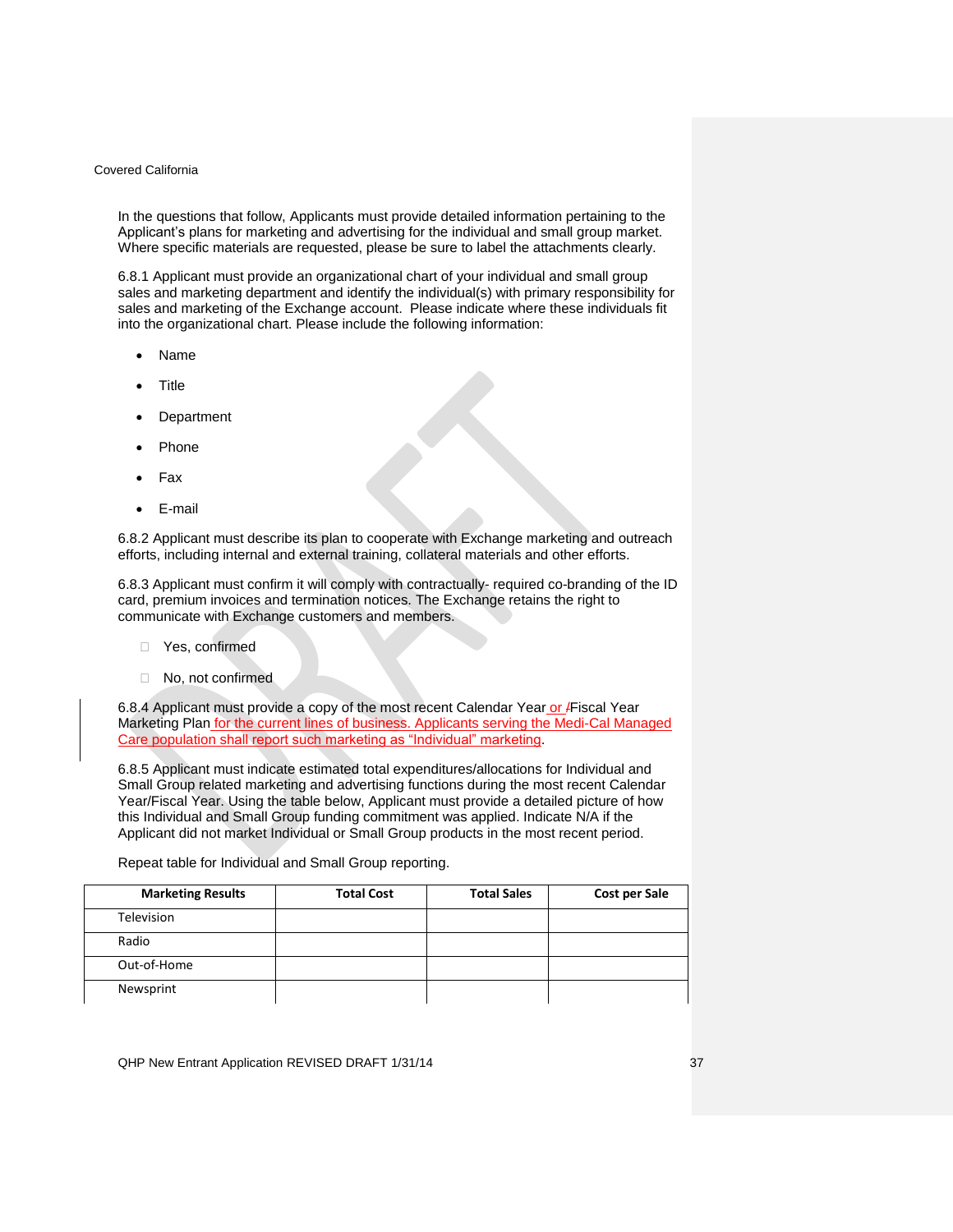In the questions that follow, Applicants must provide detailed information pertaining to the Applicant's plans for marketing and advertising for the individual and small group market. Where specific materials are requested, please be sure to label the attachments clearly.

6.8.1 Applicant must provide an organizational chart of your individual and small group sales and marketing department and identify the individual(s) with primary responsibility for sales and marketing of the Exchange account. Please indicate where these individuals fit into the organizational chart. Please include the following information:

- Name
- Title
- Department
- Phone
- Fax
- E-mail

6.8.2 Applicant must describe its plan to cooperate with Exchange marketing and outreach efforts, including internal and external training, collateral materials and other efforts.

6.8.3 Applicant must confirm it will comply with contractually- required co-branding of the ID card, premium invoices and termination notices. The Exchange retains the right to communicate with Exchange customers and members.

- ☐ Yes, confirmed
- ☐ No, not confirmed

6.8.4 Applicant must provide a copy of the most recent Calendar Year or /Fiscal Year Marketing Plan for the current lines of business. Applicants serving the Medi-Cal Managed Care population shall report such marketing as "Individual" marketing.

6.8.5 Applicant must indicate estimated total expenditures/allocations for Individual and Small Group related marketing and advertising functions during the most recent Calendar Year/Fiscal Year. Using the table below, Applicant must provide a detailed picture of how this Individual and Small Group funding commitment was applied. Indicate N/A if the Applicant did not market Individual or Small Group products in the most recent period.

Repeat table for Individual and Small Group reporting.

| Marketing Results | Total Cost | Total Sales | Cost per Sale |
|---|---|---|---|
| Television | | | |
| Radio | | | |
| Out-of-Home | | | |
| Newsprint | | | |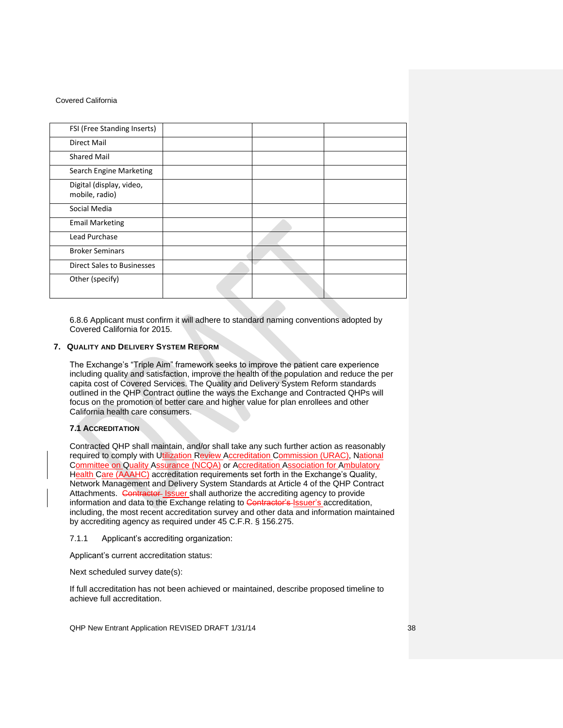| FSI (Free Standing Inserts) | | | |
|---|---|---|---|
| Direct Mail | | | |
| Shared Mail | | | |
| Search Engine Marketing | | | |
| Digital (display, video, mobile, radio) | | | |
| Social Media | | | |
| Email Marketing | | | |
| Lead Purchase | | | |
| Broker Seminars | | | |
| Direct Sales to Businesses | | | |
| Other (specify) | | | |

6.8.6 Applicant must confirm it will adhere to standard naming conventions adopted by Covered California for 2015.

## 7. Quality and Delivery System Reform

The Exchange's "Triple Aim" framework seeks to improve the patient care experience including quality and satisfaction, improve the health of the population and reduce the per capita cost of Covered Services. The Quality and Delivery System Reform standards outlined in the QHP Contract outline the ways the Exchange and Contracted QHPs will focus on the promotion of better care and higher value for plan enrollees and other California health care consumers.

### 7.1 Accreditation

Contracted QHP shall maintain, and/or shall take any such further action as reasonably required to comply with Utilization Review Accreditation Commission (URAC), National Committee on Quality Assurance (NCQA) or Accreditation Association for Ambulatory Health Care (AAAHC) accreditation requirements set forth in the Exchange's Quality, Network Management and Delivery System Standards at Article 4 of the QHP Contract Attachments. ~~Contractor~~ Issuer shall authorize the accrediting agency to provide information and data to the Exchange relating to ~~Contractor's~~ Issuer's accreditation, including, the most recent accreditation survey and other data and information maintained by accrediting agency as required under 45 C.F.R. § 156.275.

7.1.1 Applicant's accrediting organization:

Applicant's current accreditation status:

Next scheduled survey date(s):

If full accreditation has not been achieved or maintained, describe proposed timeline to achieve full accreditation.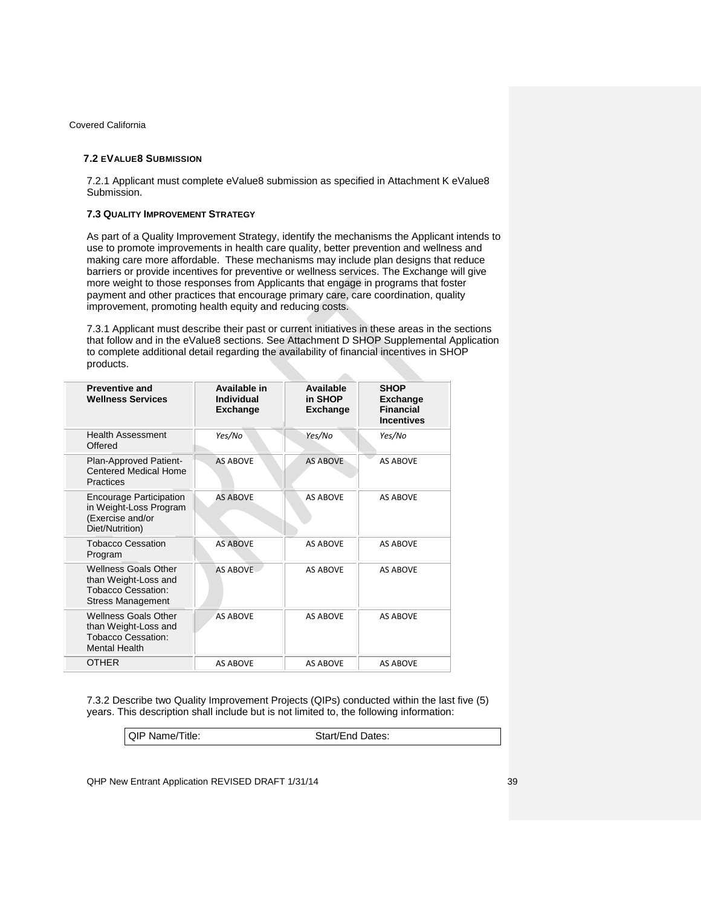## 7.2 eValue8 Submission

7.2.1 Applicant must complete eValue8 submission as specified in Attachment K eValue8 Submission.

## 7.3 Quality Improvement Strategy

As part of a Quality Improvement Strategy, identify the mechanisms the Applicant intends to use to promote improvements in health care quality, better prevention and wellness and making care more affordable. These mechanisms may include plan designs that reduce barriers or provide incentives for preventive or wellness services. The Exchange will give more weight to those responses from Applicants that engage in programs that foster payment and other practices that encourage primary care, care coordination, quality improvement, promoting health equity and reducing costs.

7.3.1 Applicant must describe their past or current initiatives in these areas in the sections that follow and in the eValue8 sections. See Attachment D SHOP Supplemental Application to complete additional detail regarding the availability of financial incentives in SHOP products.

| Preventive and Wellness Services | Available in Individual Exchange | Available in SHOP Exchange | SHOP Exchange Financial Incentives |
|---|---|---|---|
| Health Assessment Offered | *Yes/No* | *Yes/No* | *Yes/No* |
| Plan-Approved Patient-Centered Medical Home Practices | AS ABOVE | AS ABOVE | AS ABOVE |
| Encourage Participation in Weight-Loss Program (Exercise and/or Diet/Nutrition) | AS ABOVE | AS ABOVE | AS ABOVE |
| Tobacco Cessation Program | AS ABOVE | AS ABOVE | AS ABOVE |
| Wellness Goals Other than Weight-Loss and Tobacco Cessation: Stress Management | AS ABOVE | AS ABOVE | AS ABOVE |
| Wellness Goals Other than Weight-Loss and Tobacco Cessation: Mental Health | AS ABOVE | AS ABOVE | AS ABOVE |
| OTHER | AS ABOVE | AS ABOVE | AS ABOVE |

7.3.2 Describe two Quality Improvement Projects (QIPs) conducted within the last five (5) years. This description shall include but is not limited to, the following information:

| QIP Name/Title: | Start/End Dates: |
|---|---|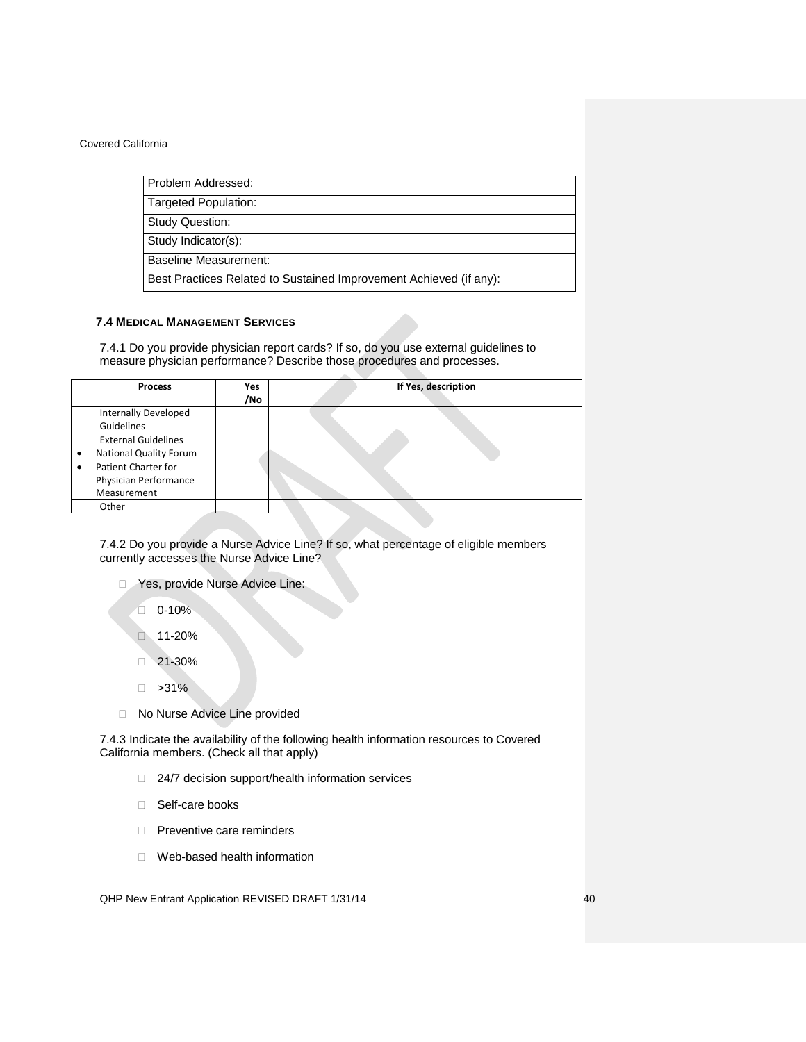| Problem Addressed: |
|---|
| Targeted Population: |
| Study Question: |
| Study Indicator(s): |
| Baseline Measurement: |
| Best Practices Related to Sustained Improvement Achieved (if any): |

### 7.4 MEDICAL MANAGEMENT SERVICES

7.4.1 Do you provide physician report cards? If so, do you use external guidelines to measure physician performance? Describe those procedures and processes.

| Process | Yes /No | If Yes, description |
|---|---|---|
| Internally Developed Guidelines | | |
| External Guidelines<br>• National Quality Forum<br>• Patient Charter for Physician Performance Measurement | | |
| Other | | |

7.4.2 Do you provide a Nurse Advice Line? If so, what percentage of eligible members currently accesses the Nurse Advice Line?

- ☐ Yes, provide Nurse Advice Line:
  - ☐ 0-10%
  - ☐ 11-20%
  - ☐ 21-30%
  - ☐ >31%
- ☐ No Nurse Advice Line provided

7.4.3 Indicate the availability of the following health information resources to Covered California members. (Check all that apply)

- ☐ 24/7 decision support/health information services
- ☐ Self-care books
- ☐ Preventive care reminders
- ☐ Web-based health information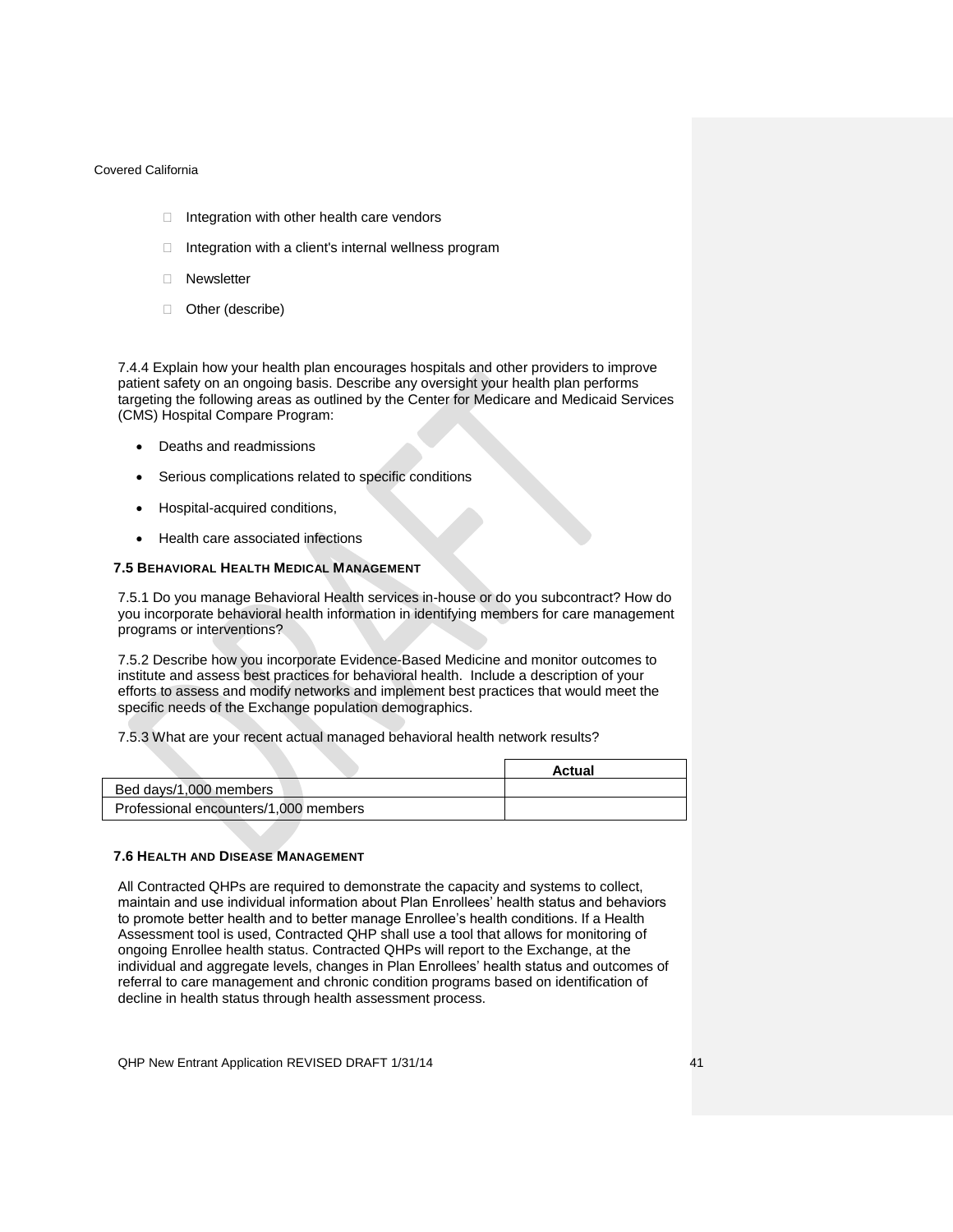- Integration with other health care vendors
- Integration with a client's internal wellness program
- Newsletter
- Other (describe)

7.4.4 Explain how your health plan encourages hospitals and other providers to improve patient safety on an ongoing basis. Describe any oversight your health plan performs targeting the following areas as outlined by the Center for Medicare and Medicaid Services (CMS) Hospital Compare Program:

- Deaths and readmissions
- Serious complications related to specific conditions
- Hospital-acquired conditions,
- Health care associated infections

### 7.5 Behavioral Health Medical Management

7.5.1 Do you manage Behavioral Health services in-house or do you subcontract? How do you incorporate behavioral health information in identifying members for care management programs or interventions?

7.5.2 Describe how you incorporate Evidence-Based Medicine and monitor outcomes to institute and assess best practices for behavioral health. Include a description of your efforts to assess and modify networks and implement best practices that would meet the specific needs of the Exchange population demographics.

7.5.3 What are your recent actual managed behavioral health network results?

| | Actual |
|---|---|
| Bed days/1,000 members | |
| Professional encounters/1,000 members | |

### 7.6 Health and Disease Management

All Contracted QHPs are required to demonstrate the capacity and systems to collect, maintain and use individual information about Plan Enrollees' health status and behaviors to promote better health and to better manage Enrollee's health conditions. If a Health Assessment tool is used, Contracted QHP shall use a tool that allows for monitoring of ongoing Enrollee health status. Contracted QHPs will report to the Exchange, at the individual and aggregate levels, changes in Plan Enrollees' health status and outcomes of referral to care management and chronic condition programs based on identification of decline in health status through health assessment process.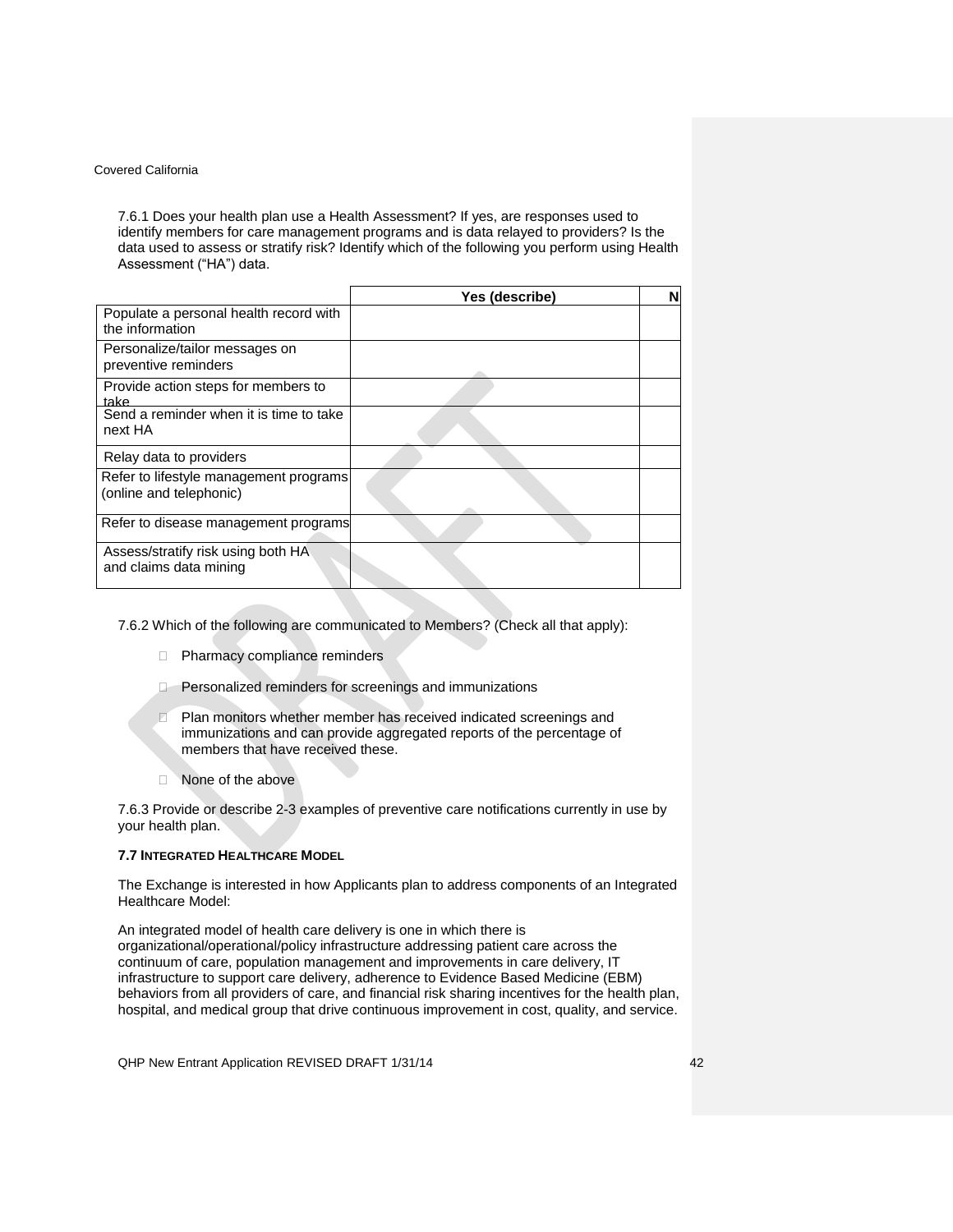7.6.1 Does your health plan use a Health Assessment? If yes, are responses used to identify members for care management programs and is data relayed to providers? Is the data used to assess or stratify risk? Identify which of the following you perform using Health Assessment ("HA") data.

| | Yes (describe) | N |
|---|---|---|
| Populate a personal health record with the information | | |
| Personalize/tailor messages on preventive reminders | | |
| Provide action steps for members to take | | |
| Send a reminder when it is time to take next HA | | |
| Relay data to providers | | |
| Refer to lifestyle management programs (online and telephonic) | | |
| Refer to disease management programs | | |
| Assess/stratify risk using both HA and claims data mining | | |

7.6.2 Which of the following are communicated to Members? (Check all that apply):

- ☐ Pharmacy compliance reminders
- ☐ Personalized reminders for screenings and immunizations
- ☐ Plan monitors whether member has received indicated screenings and immunizations and can provide aggregated reports of the percentage of members that have received these.
- ☐ None of the above

7.6.3 Provide or describe 2-3 examples of preventive care notifications currently in use by your health plan.

**7.7 INTEGRATED HEALTHCARE MODEL**

The Exchange is interested in how Applicants plan to address components of an Integrated Healthcare Model:

An integrated model of health care delivery is one in which there is organizational/operational/policy infrastructure addressing patient care across the continuum of care, population management and improvements in care delivery, IT infrastructure to support care delivery, adherence to Evidence Based Medicine (EBM) behaviors from all providers of care, and financial risk sharing incentives for the health plan, hospital, and medical group that drive continuous improvement in cost, quality, and service.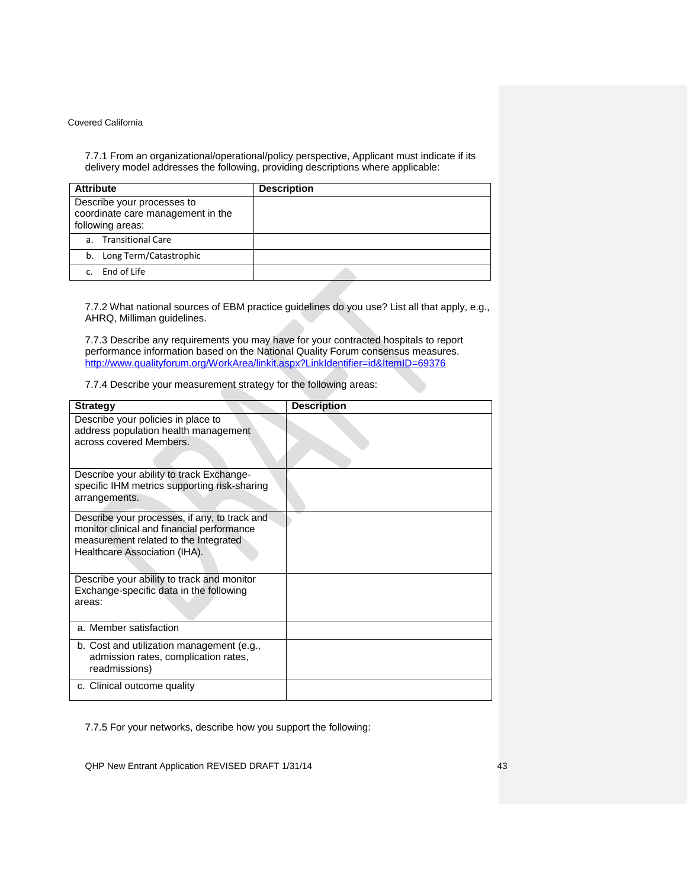7.7.1 From an organizational/operational/policy perspective, Applicant must indicate if its delivery model addresses the following, providing descriptions where applicable:

| Attribute | Description |
|---|---|
| Describe your processes to coordinate care management in the following areas: | |
| a. Transitional Care | |
| b. Long Term/Catastrophic | |
| c. End of Life | |

7.7.2 What national sources of EBM practice guidelines do you use? List all that apply, e.g., AHRQ, Milliman guidelines.

7.7.3 Describe any requirements you may have for your contracted hospitals to report performance information based on the National Quality Forum consensus measures. http://www.qualityforum.org/WorkArea/linkit.aspx?LinkIdentifier=id&ItemID=69376

7.7.4 Describe your measurement strategy for the following areas:

| Strategy | Description |
|---|---|
| Describe your policies in place to address population health management across covered Members. | |
| Describe your ability to track Exchange-specific IHM metrics supporting risk-sharing arrangements. | |
| Describe your processes, if any, to track and monitor clinical and financial performance measurement related to the Integrated Healthcare Association (IHA). | |
| Describe your ability to track and monitor Exchange-specific data in the following areas: | |
| a. Member satisfaction | |
| b. Cost and utilization management (e.g., admission rates, complication rates, readmissions) | |
| c. Clinical outcome quality | |

7.7.5 For your networks, describe how you support the following: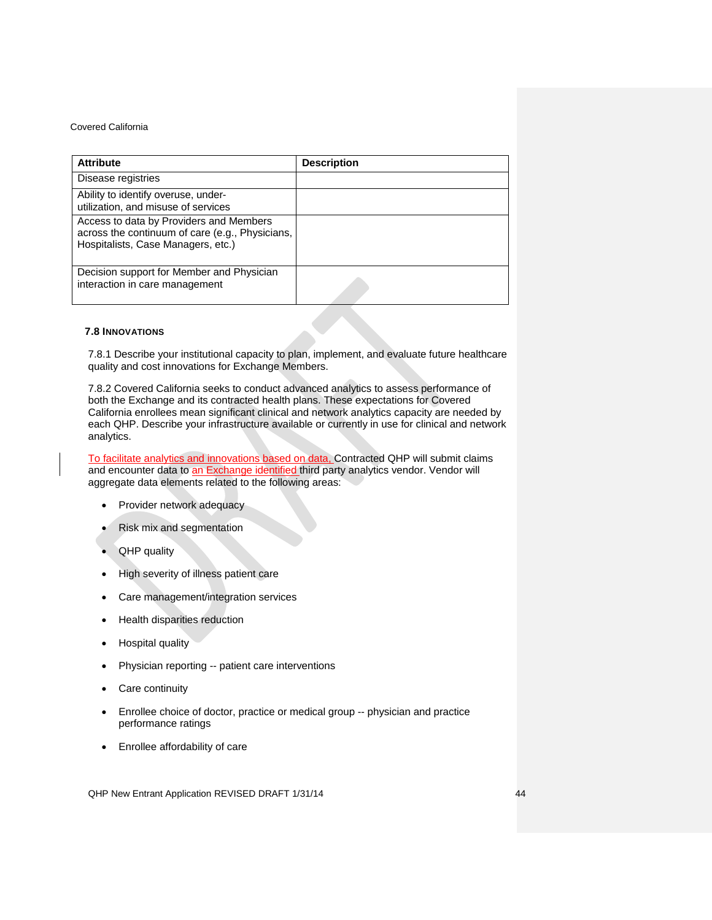| Attribute | Description |
| --- | --- |
| Disease registries | |
| Ability to identify overuse, under-utilization, and misuse of services | |
| Access to data by Providers and Members across the continuum of care (e.g., Physicians, Hospitalists, Case Managers, etc.) | |
| Decision support for Member and Physician interaction in care management | |

### 7.8 Innovations

7.8.1 Describe your institutional capacity to plan, implement, and evaluate future healthcare quality and cost innovations for Exchange Members.

7.8.2 Covered California seeks to conduct advanced analytics to assess performance of both the Exchange and its contracted health plans. These expectations for Covered California enrollees mean significant clinical and network analytics capacity are needed by each QHP. Describe your infrastructure available or currently in use for clinical and network analytics.

To facilitate analytics and innovations based on data, Contracted QHP will submit claims and encounter data to an Exchange identified third party analytics vendor. Vendor will aggregate data elements related to the following areas:

- Provider network adequacy
- Risk mix and segmentation
- QHP quality
- High severity of illness patient care
- Care management/integration services
- Health disparities reduction
- Hospital quality
- Physician reporting -- patient care interventions
- Care continuity
- Enrollee choice of doctor, practice or medical group -- physician and practice performance ratings
- Enrollee affordability of care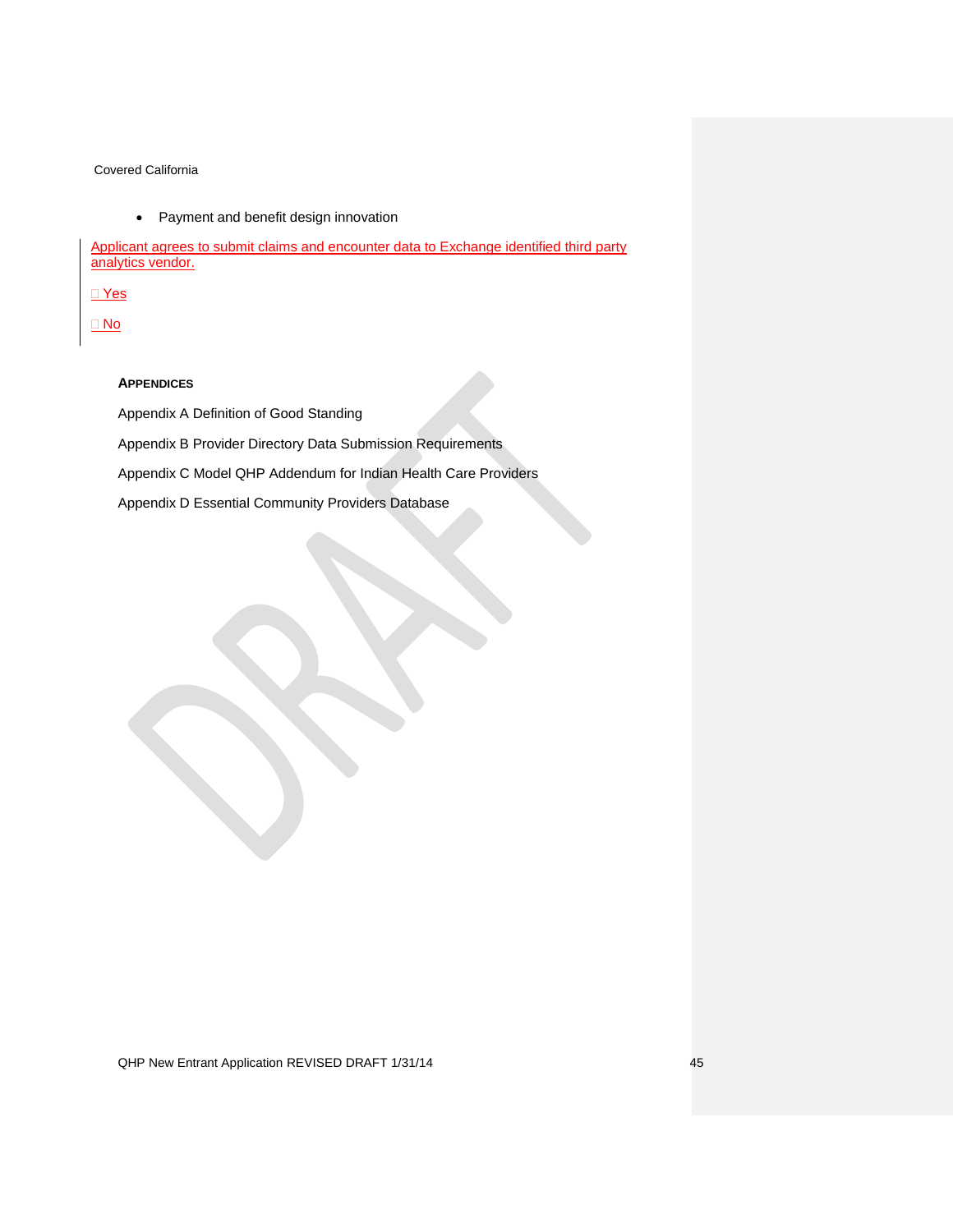- Payment and benefit design innovation

Applicant agrees to submit claims and encounter data to Exchange identified third party analytics vendor.

☐ Yes

☐ No

**APPENDICES**

Appendix A Definition of Good Standing

Appendix B Provider Directory Data Submission Requirements

Appendix C Model QHP Addendum for Indian Health Care Providers

Appendix D Essential Community Providers Database